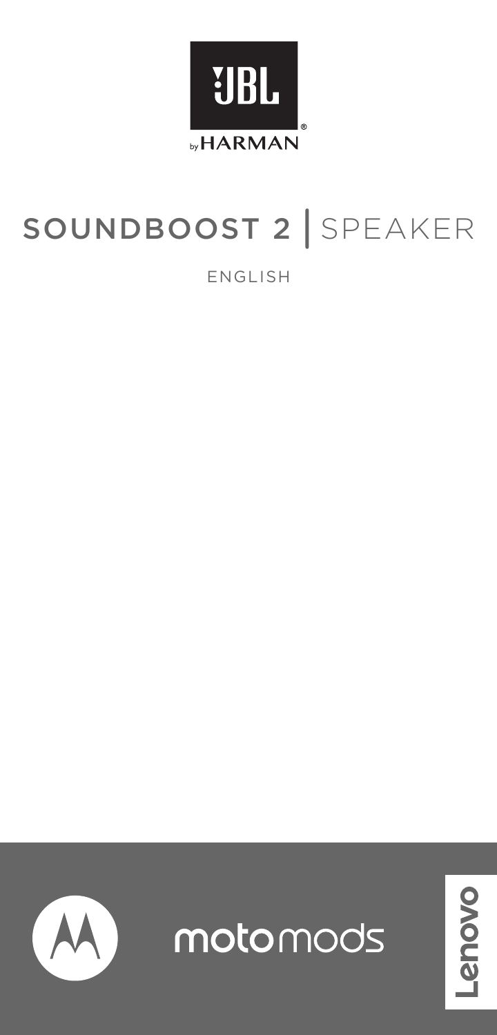JBL

by HARMAN

# SOUNDBOOST 2 | SPEAKER

ENGLISH

motomods

Lenovo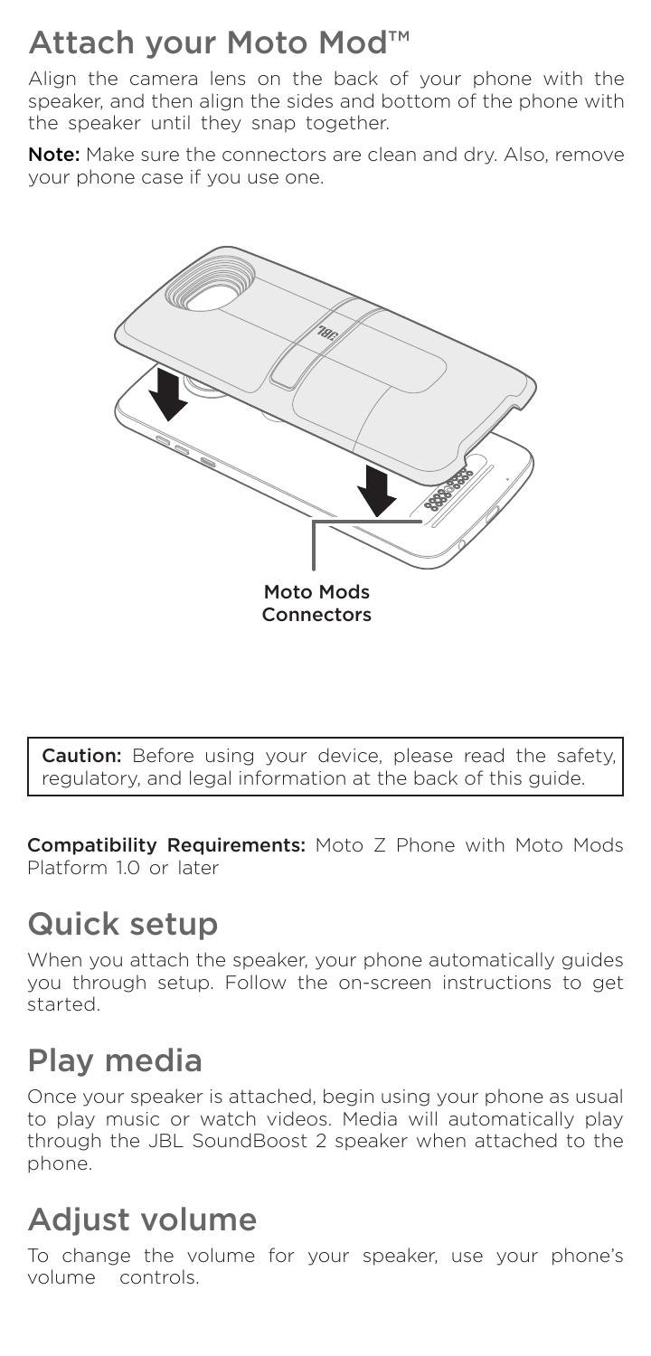## Attach your Moto Mod™

Align the camera lens on the back of your phone with the speaker, and then align the sides and bottom of the phone with the speaker until they snap together.

**Note:** Make sure the connectors are clean and dry. Also, remove your phone case if you use one.

Moto Mods Connectors

> **Caution:** Before using your device, please read the safety, regulatory, and legal information at the back of this guide.

**Compatibility Requirements:** Moto Z Phone with Moto Mods Platform 1.0 or later

## Quick setup

When you attach the speaker, your phone automatically guides you through setup. Follow the on-screen instructions to get started.

## Play media

Once your speaker is attached, begin using your phone as usual to play music or watch videos. Media will automatically play through the JBL SoundBoost 2 speaker when attached to the phone.

## Adjust volume

To change the volume for your speaker, use your phone's volume controls.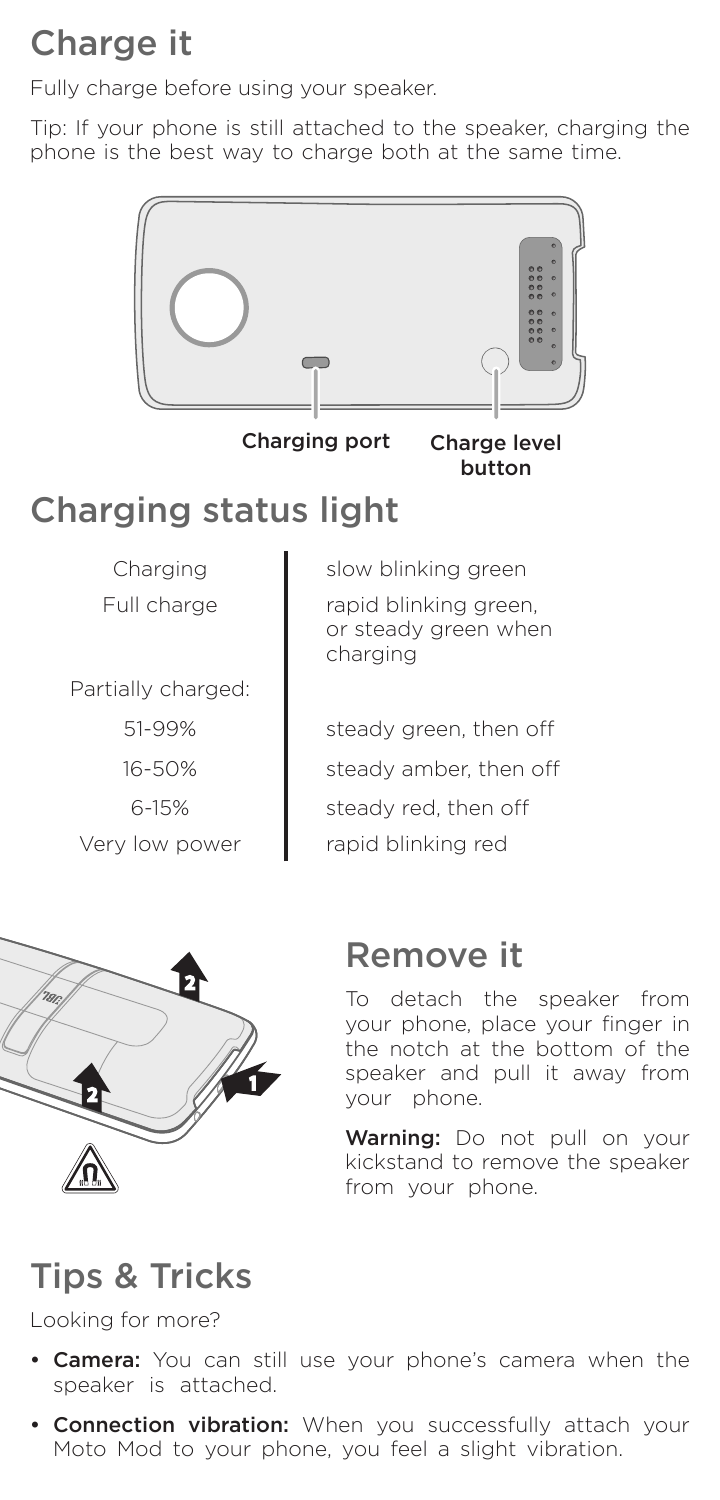## Charge it

Fully charge before using your speaker.

Tip: If your phone is still attached to the speaker, charging the phone is the best way to charge both at the same time.

Charging port

Charge level button

## Charging status light

| | |
|---|---|
| Charging | slow blinking green |
| Full charge | rapid blinking green, or steady green when charging |
| Partially charged: | |
| 51-99% | steady green, then off |
| 16-50% | steady amber, then off |
| 6-15% | steady red, then off |
| Very low power | rapid blinking red |

## Remove it

To detach the speaker from your phone, place your finger in the notch at the bottom of the speaker and pull it away from your phone.

**Warning:** Do not pull on your kickstand to remove the speaker from your phone.

## Tips & Tricks

Looking for more?

- **Camera:** You can still use your phone's camera when the speaker is attached.
- **Connection vibration:** When you successfully attach your Moto Mod to your phone, you feel a slight vibration.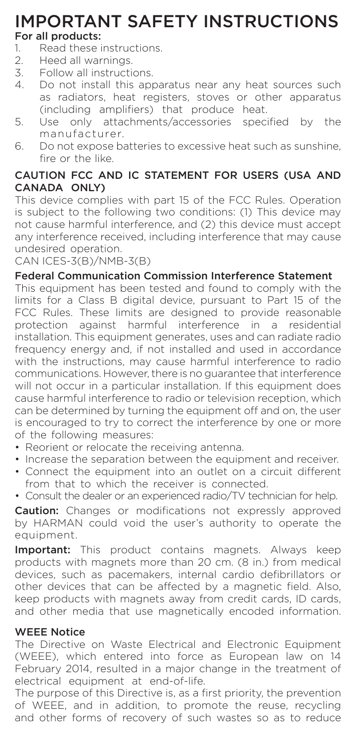# IMPORTANT SAFETY INSTRUCTIONS

**For all products:**

1. Read these instructions.
2. Heed all warnings.
3. Follow all instructions.
4. Do not install this apparatus near any heat sources such as radiators, heat registers, stoves or other apparatus (including amplifiers) that produce heat.
5. Use only attachments/accessories specified by the manufacturer.
6. Do not expose batteries to excessive heat such as sunshine, fire or the like.

## CAUTION FCC AND IC STATEMENT FOR USERS (USA AND CANADA ONLY)

This device complies with part 15 of the FCC Rules. Operation is subject to the following two conditions: (1) This device may not cause harmful interference, and (2) this device must accept any interference received, including interference that may cause undesired operation.

CAN ICES-3(B)/NMB-3(B)

## Federal Communication Commission Interference Statement

This equipment has been tested and found to comply with the limits for a Class B digital device, pursuant to Part 15 of the FCC Rules. These limits are designed to provide reasonable protection against harmful interference in a residential installation. This equipment generates, uses and can radiate radio frequency energy and, if not installed and used in accordance with the instructions, may cause harmful interference to radio communications. However, there is no guarantee that interference will not occur in a particular installation. If this equipment does cause harmful interference to radio or television reception, which can be determined by turning the equipment off and on, the user is encouraged to try to correct the interference by one or more of the following measures:

- Reorient or relocate the receiving antenna.
- Increase the separation between the equipment and receiver.
- Connect the equipment into an outlet on a circuit different from that to which the receiver is connected.
- Consult the dealer or an experienced radio/TV technician for help.

**Caution:** Changes or modifications not expressly approved by HARMAN could void the user's authority to operate the equipment.

**Important:** This product contains magnets. Always keep products with magnets more than 20 cm. (8 in.) from medical devices, such as pacemakers, internal cardio defibrillators or other devices that can be affected by a magnetic field. Also, keep products with magnets away from credit cards, ID cards, and other media that use magnetically encoded information.

## WEEE Notice

The Directive on Waste Electrical and Electronic Equipment (WEEE), which entered into force as European law on 14 February 2014, resulted in a major change in the treatment of electrical equipment at end-of-life.

The purpose of this Directive is, as a first priority, the prevention of WEEE, and in addition, to promote the reuse, recycling and other forms of recovery of such wastes so as to reduce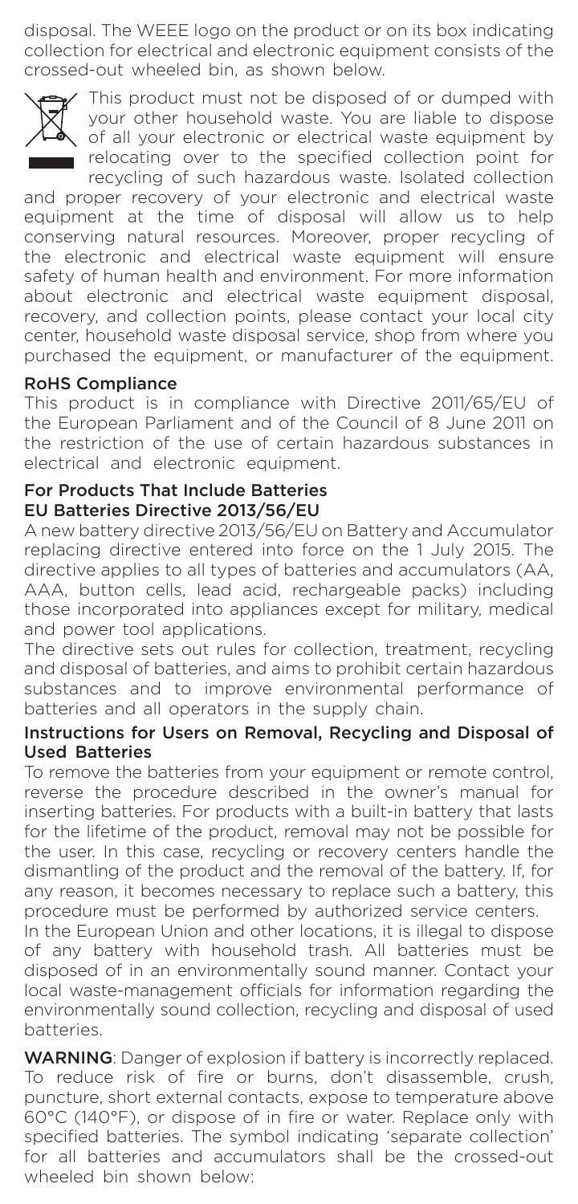disposal. The WEEE logo on the product or on its box indicating collection for electrical and electronic equipment consists of the crossed-out wheeled bin, as shown below.

This product must not be disposed of or dumped with your other household waste. You are liable to dispose of all your electronic or electrical waste equipment by relocating over to the specified collection point for recycling of such hazardous waste. Isolated collection and proper recovery of your electronic and electrical waste equipment at the time of disposal will allow us to help conserving natural resources. Moreover, proper recycling of the electronic and electrical waste equipment will ensure safety of human health and environment. For more information about electronic and electrical waste equipment disposal, recovery, and collection points, please contact your local city center, household waste disposal service, shop from where you purchased the equipment, or manufacturer of the equipment.

## RoHS Compliance

This product is in compliance with Directive 2011/65/EU of the European Parliament and of the Council of 8 June 2011 on the restriction of the use of certain hazardous substances in electrical and electronic equipment.

## For Products That Include Batteries EU Batteries Directive 2013/56/EU

A new battery directive 2013/56/EU on Battery and Accumulator replacing directive entered into force on the 1 July 2015. The directive applies to all types of batteries and accumulators (AA, AAA, button cells, lead acid, rechargeable packs) including those incorporated into appliances except for military, medical and power tool applications.

The directive sets out rules for collection, treatment, recycling and disposal of batteries, and aims to prohibit certain hazardous substances and to improve environmental performance of batteries and all operators in the supply chain.

## Instructions for Users on Removal, Recycling and Disposal of Used Batteries

To remove the batteries from your equipment or remote control, reverse the procedure described in the owner's manual for inserting batteries. For products with a built-in battery that lasts for the lifetime of the product, removal may not be possible for the user. In this case, recycling or recovery centers handle the dismantling of the product and the removal of the battery. If, for any reason, it becomes necessary to replace such a battery, this procedure must be performed by authorized service centers.

In the European Union and other locations, it is illegal to dispose of any battery with household trash. All batteries must be disposed of in an environmentally sound manner. Contact your local waste-management officials for information regarding the environmentally sound collection, recycling and disposal of used batteries.

**WARNING**: Danger of explosion if battery is incorrectly replaced. To reduce risk of fire or burns, don't disassemble, crush, puncture, short external contacts, expose to temperature above 60°C (140°F), or dispose of in fire or water. Replace only with specified batteries. The symbol indicating 'separate collection' for all batteries and accumulators shall be the crossed-out wheeled bin shown below: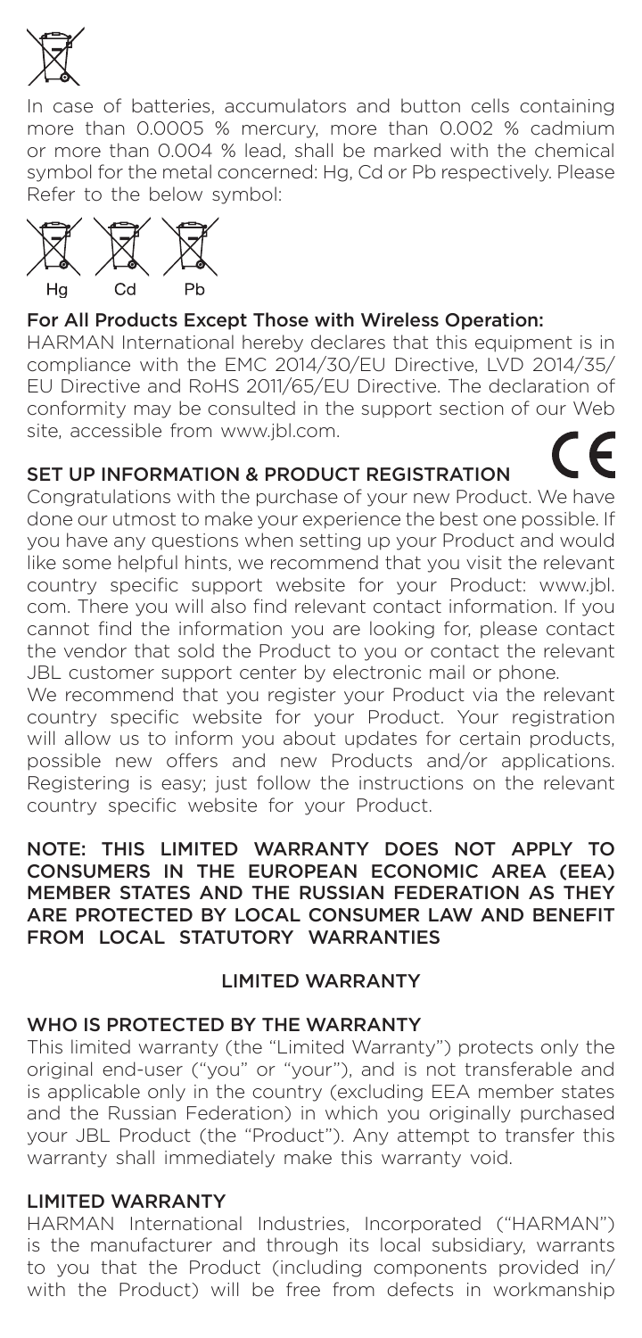In case of batteries, accumulators and button cells containing more than 0.0005 % mercury, more than 0.002 % cadmium or more than 0.004 % lead, shall be marked with the chemical symbol for the metal concerned: Hg, Cd or Pb respectively. Please Refer to the below symbol:

Hg Cd Pb

### For All Products Except Those with Wireless Operation:

HARMAN International hereby declares that this equipment is in compliance with the EMC 2014/30/EU Directive, LVD 2014/35/EU Directive and RoHS 2011/65/EU Directive. The declaration of conformity may be consulted in the support section of our Web site, accessible from www.jbl.com.

### SET UP INFORMATION & PRODUCT REGISTRATION

Congratulations with the purchase of your new Product. We have done our utmost to make your experience the best one possible. If you have any questions when setting up your Product and would like some helpful hints, we recommend that you visit the relevant country specific support website for your Product: www.jbl.com. There you will also find relevant contact information. If you cannot find the information you are looking for, please contact the vendor that sold the Product to you or contact the relevant JBL customer support center by electronic mail or phone.

We recommend that you register your Product via the relevant country specific website for your Product. Your registration will allow us to inform you about updates for certain products, possible new offers and new Products and/or applications. Registering is easy; just follow the instructions on the relevant country specific website for your Product.

NOTE: THIS LIMITED WARRANTY DOES NOT APPLY TO CONSUMERS IN THE EUROPEAN ECONOMIC AREA (EEA) MEMBER STATES AND THE RUSSIAN FEDERATION AS THEY ARE PROTECTED BY LOCAL CONSUMER LAW AND BENEFIT FROM LOCAL STATUTORY WARRANTIES

## LIMITED WARRANTY

### WHO IS PROTECTED BY THE WARRANTY

This limited warranty (the "Limited Warranty") protects only the original end-user ("you" or "your"), and is not transferable and is applicable only in the country (excluding EEA member states and the Russian Federation) in which you originally purchased your JBL Product (the "Product"). Any attempt to transfer this warranty shall immediately make this warranty void.

### LIMITED WARRANTY

HARMAN International Industries, Incorporated ("HARMAN") is the manufacturer and through its local subsidiary, warrants to you that the Product (including components provided in/with the Product) will be free from defects in workmanship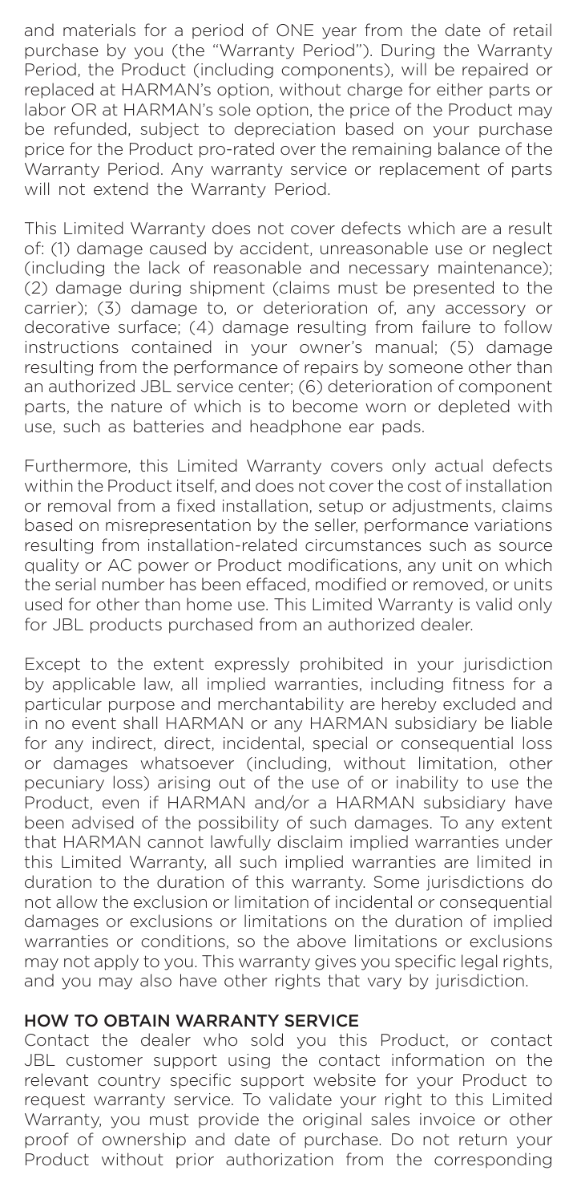and materials for a period of ONE year from the date of retail purchase by you (the "Warranty Period"). During the Warranty Period, the Product (including components), will be repaired or replaced at HARMAN's option, without charge for either parts or labor OR at HARMAN's sole option, the price of the Product may be refunded, subject to depreciation based on your purchase price for the Product pro-rated over the remaining balance of the Warranty Period. Any warranty service or replacement of parts will not extend the Warranty Period.

This Limited Warranty does not cover defects which are a result of: (1) damage caused by accident, unreasonable use or neglect (including the lack of reasonable and necessary maintenance); (2) damage during shipment (claims must be presented to the carrier); (3) damage to, or deterioration of, any accessory or decorative surface; (4) damage resulting from failure to follow instructions contained in your owner's manual; (5) damage resulting from the performance of repairs by someone other than an authorized JBL service center; (6) deterioration of component parts, the nature of which is to become worn or depleted with use, such as batteries and headphone ear pads.

Furthermore, this Limited Warranty covers only actual defects within the Product itself, and does not cover the cost of installation or removal from a fixed installation, setup or adjustments, claims based on misrepresentation by the seller, performance variations resulting from installation-related circumstances such as source quality or AC power or Product modifications, any unit on which the serial number has been effaced, modified or removed, or units used for other than home use. This Limited Warranty is valid only for JBL products purchased from an authorized dealer.

Except to the extent expressly prohibited in your jurisdiction by applicable law, all implied warranties, including fitness for a particular purpose and merchantability are hereby excluded and in no event shall HARMAN or any HARMAN subsidiary be liable for any indirect, direct, incidental, special or consequential loss or damages whatsoever (including, without limitation, other pecuniary loss) arising out of the use of or inability to use the Product, even if HARMAN and/or a HARMAN subsidiary have been advised of the possibility of such damages. To any extent that HARMAN cannot lawfully disclaim implied warranties under this Limited Warranty, all such implied warranties are limited in duration to the duration of this warranty. Some jurisdictions do not allow the exclusion or limitation of incidental or consequential damages or exclusions or limitations on the duration of implied warranties or conditions, so the above limitations or exclusions may not apply to you. This warranty gives you specific legal rights, and you may also have other rights that vary by jurisdiction.

## HOW TO OBTAIN WARRANTY SERVICE

Contact the dealer who sold you this Product, or contact JBL customer support using the contact information on the relevant country specific support website for your Product to request warranty service. To validate your right to this Limited Warranty, you must provide the original sales invoice or other proof of ownership and date of purchase. Do not return your Product without prior authorization from the corresponding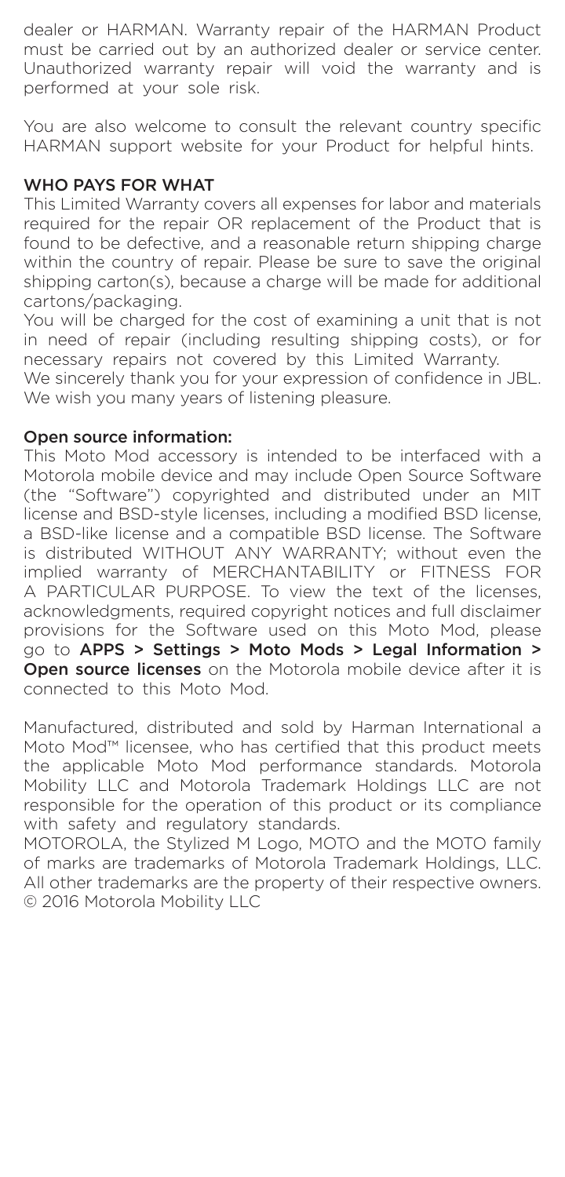dealer or HARMAN. Warranty repair of the HARMAN Product must be carried out by an authorized dealer or service center. Unauthorized warranty repair will void the warranty and is performed at your sole risk.

You are also welcome to consult the relevant country specific HARMAN support website for your Product for helpful hints.

## WHO PAYS FOR WHAT

This Limited Warranty covers all expenses for labor and materials required for the repair OR replacement of the Product that is found to be defective, and a reasonable return shipping charge within the country of repair. Please be sure to save the original shipping carton(s), because a charge will be made for additional cartons/packaging.

You will be charged for the cost of examining a unit that is not in need of repair (including resulting shipping costs), or for necessary repairs not covered by this Limited Warranty.

We sincerely thank you for your expression of confidence in JBL. We wish you many years of listening pleasure.

## Open source information:

This Moto Mod accessory is intended to be interfaced with a Motorola mobile device and may include Open Source Software (the "Software") copyrighted and distributed under an MIT license and BSD-style licenses, including a modified BSD license, a BSD-like license and a compatible BSD license. The Software is distributed WITHOUT ANY WARRANTY; without even the implied warranty of MERCHANTABILITY or FITNESS FOR A PARTICULAR PURPOSE. To view the text of the licenses, acknowledgments, required copyright notices and full disclaimer provisions for the Software used on this Moto Mod, please go to **APPS > Settings > Moto Mods > Legal Information > Open source licenses** on the Motorola mobile device after it is connected to this Moto Mod.

Manufactured, distributed and sold by Harman International a Moto Mod™ licensee, who has certified that this product meets the applicable Moto Mod performance standards. Motorola Mobility LLC and Motorola Trademark Holdings LLC are not responsible for the operation of this product or its compliance with safety and regulatory standards.

MOTOROLA, the Stylized M Logo, MOTO and the MOTO family of marks are trademarks of Motorola Trademark Holdings, LLC. All other trademarks are the property of their respective owners. © 2016 Motorola Mobility LLC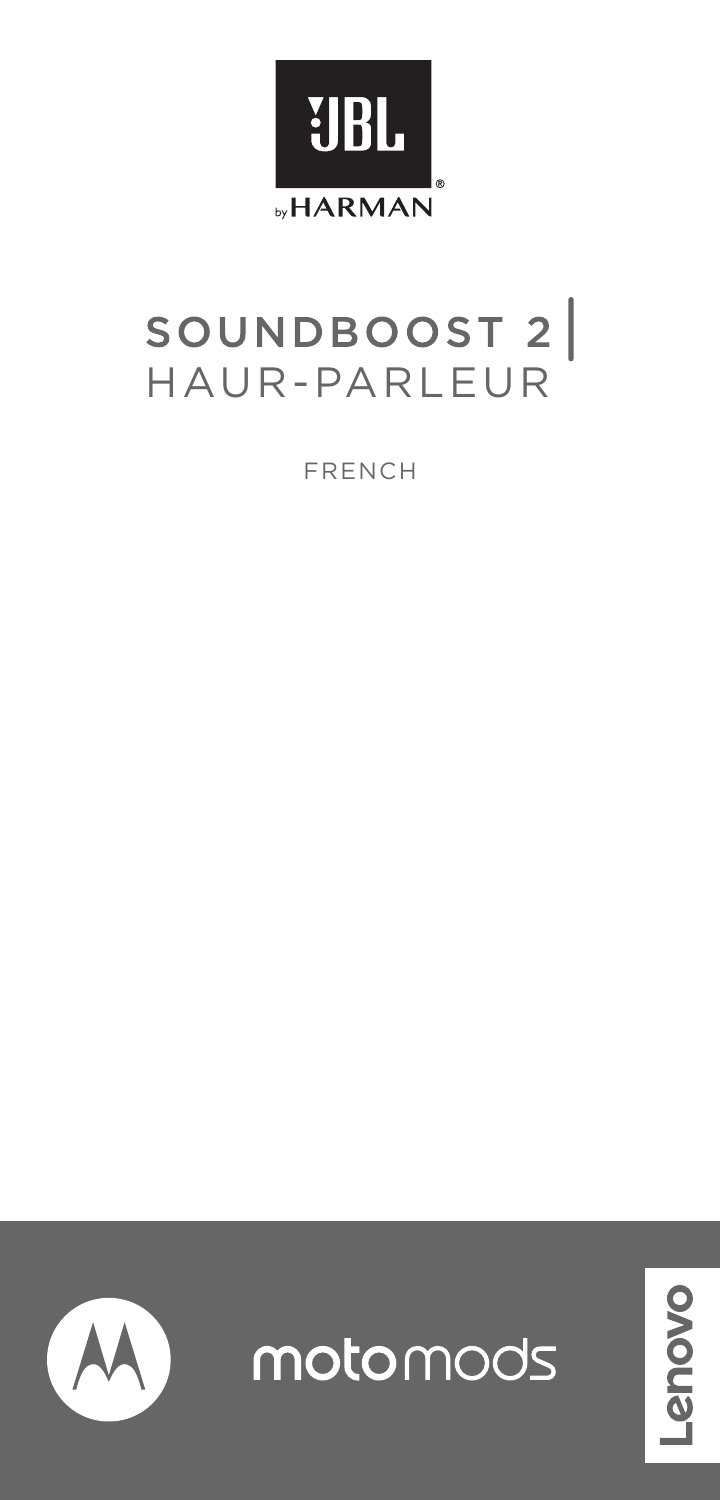JBL

by HARMAN

# SOUNDBOOST 2 | HAUR-PARLEUR

FRENCH

motomods

Lenovo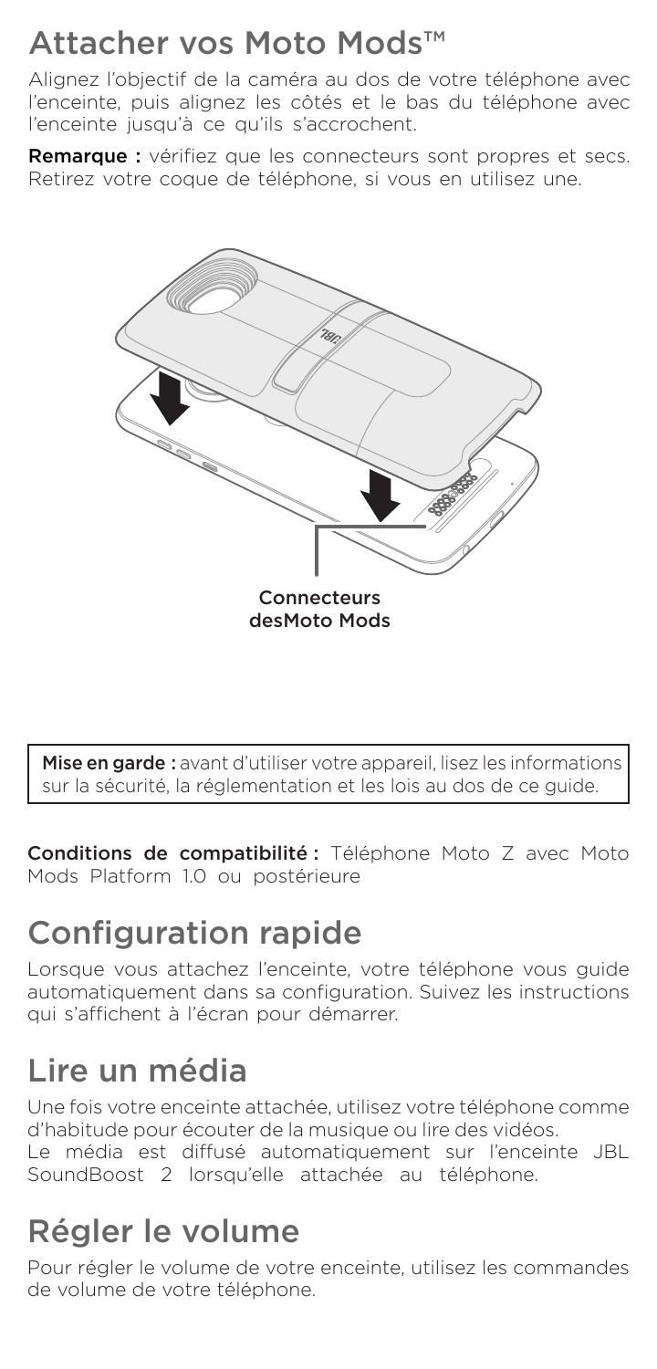# Attacher vos Moto Mods™

Alignez l'objectif de la caméra au dos de votre téléphone avec l'enceinte, puis alignez les côtés et le bas du téléphone avec l'enceinte jusqu'à ce qu'ils s'accrochent.

**Remarque :** vérifiez que les connecteurs sont propres et secs. Retirez votre coque de téléphone, si vous en utilisez une.

Connecteurs desMoto Mods

**Mise en garde :** avant d'utiliser votre appareil, lisez les informations sur la sécurité, la réglementation et les lois au dos de ce guide.

**Conditions de compatibilité :** Téléphone Moto Z avec Moto Mods Platform 1.0 ou postérieure

# Configuration rapide

Lorsque vous attachez l'enceinte, votre téléphone vous guide automatiquement dans sa configuration. Suivez les instructions qui s'affichent à l'écran pour démarrer.

# Lire un média

Une fois votre enceinte attachée, utilisez votre téléphone comme d'habitude pour écouter de la musique ou lire des vidéos.
Le média est diffusé automatiquement sur l'enceinte JBL SoundBoost 2 lorsqu'elle attachée au téléphone.

# Régler le volume

Pour régler le volume de votre enceinte, utilisez les commandes de volume de votre téléphone.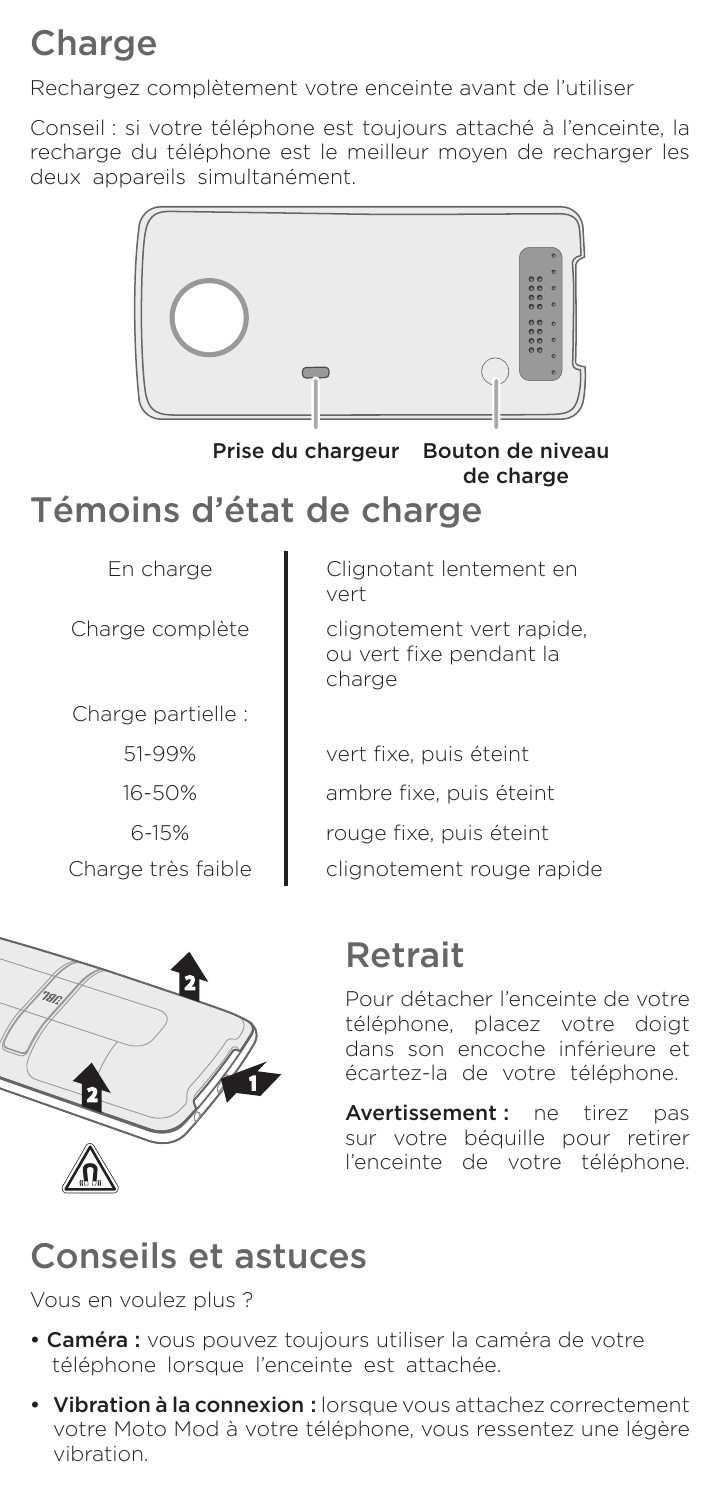## Charge

Rechargez complètement votre enceinte avant de l'utiliser

Conseil : si votre téléphone est toujours attaché à l'enceinte, la recharge du téléphone est le meilleur moyen de recharger les deux appareils simultanément.

Prise du chargeur    Bouton de niveau de charge

## Témoins d'état de charge

| | |
|---|---|
| En charge | Clignotant lentement en vert |
| Charge complète | clignotement vert rapide, ou vert fixe pendant la charge |
| Charge partielle : | |
| 51-99% | vert fixe, puis éteint |
| 16-50% | ambre fixe, puis éteint |
| 6-15% | rouge fixe, puis éteint |
| Charge très faible | clignotement rouge rapide |

## Retrait

Pour détacher l'enceinte de votre téléphone, placez votre doigt dans son encoche inférieure et écartez-la de votre téléphone.

**Avertissement :** ne tirez pas sur votre béquille pour retirer l'enceinte de votre téléphone.

## Conseils et astuces

Vous en voulez plus ?

- **Caméra :** vous pouvez toujours utiliser la caméra de votre téléphone lorsque l'enceinte est attachée.
- **Vibration à la connexion :** lorsque vous attachez correctement votre Moto Mod à votre téléphone, vous ressentez une légère vibration.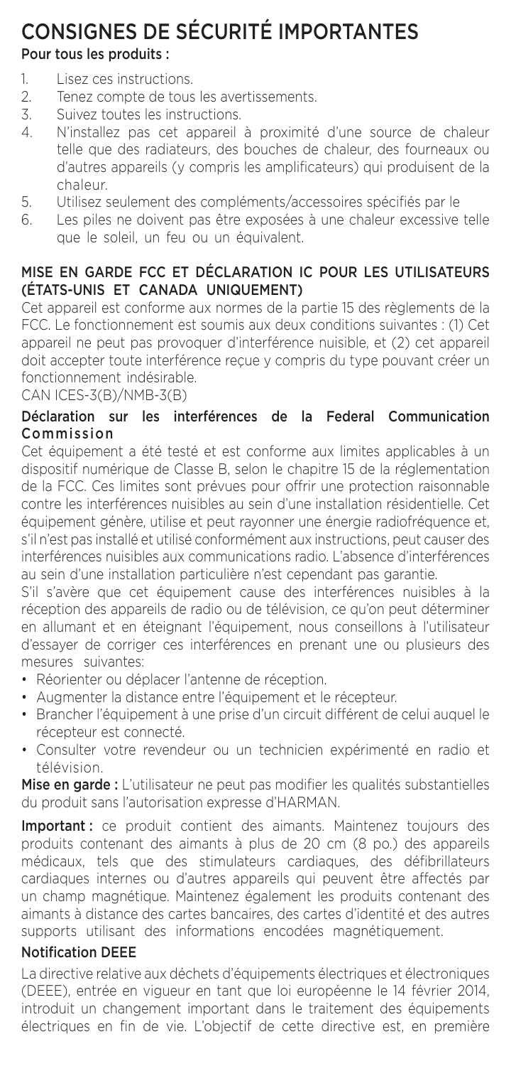# CONSIGNES DE SÉCURITÉ IMPORTANTES

**Pour tous les produits :**

1. Lisez ces instructions.
2. Tenez compte de tous les avertissements.
3. Suivez toutes les instructions.
4. N'installez pas cet appareil à proximité d'une source de chaleur telle que des radiateurs, des bouches de chaleur, des fourneaux ou d'autres appareils (y compris les amplificateurs) qui produisent de la chaleur.
5. Utilisez seulement des compléments/accessoires spécifiés par le
6. Les piles ne doivent pas être exposées à une chaleur excessive telle que le soleil, un feu ou un équivalent.

## MISE EN GARDE FCC ET DÉCLARATION IC POUR LES UTILISATEURS (ÉTATS-UNIS ET CANADA UNIQUEMENT)

Cet appareil est conforme aux normes de la partie 15 des règlements de la FCC. Le fonctionnement est soumis aux deux conditions suivantes : (1) Cet appareil ne peut pas provoquer d'interférence nuisible, et (2) cet appareil doit accepter toute interférence reçue y compris du type pouvant créer un fonctionnement indésirable.

CAN ICES-3(B)/NMB-3(B)

### Déclaration sur les interférences de la Federal Communication Commission

Cet équipement a été testé et est conforme aux limites applicables à un dispositif numérique de Classe B, selon le chapitre 15 de la réglementation de la FCC. Ces limites sont prévues pour offrir une protection raisonnable contre les interférences nuisibles au sein d'une installation résidentielle. Cet équipement génère, utilise et peut rayonner une énergie radiofréquence et, s'il n'est pas installé et utilisé conformément aux instructions, peut causer des interférences nuisibles aux communications radio. L'absence d'interférences au sein d'une installation particulière n'est cependant pas garantie.

S'il s'avère que cet équipement cause des interférences nuisibles à la réception des appareils de radio ou de télévision, ce qu'on peut déterminer en allumant et en éteignant l'équipement, nous conseillons à l'utilisateur d'essayer de corriger ces interférences en prenant une ou plusieurs des mesures suivantes:

- Réorienter ou déplacer l'antenne de réception.
- Augmenter la distance entre l'équipement et le récepteur.
- Brancher l'équipement à une prise d'un circuit différent de celui auquel le récepteur est connecté.
- Consulter votre revendeur ou un technicien expérimenté en radio et télévision.

**Mise en garde :** L'utilisateur ne peut pas modifier les qualités substantielles du produit sans l'autorisation expresse d'HARMAN.

**Important :** ce produit contient des aimants. Maintenez toujours des produits contenant des aimants à plus de 20 cm (8 po.) des appareils médicaux, tels que des stimulateurs cardiaques, des défibrillateurs cardiaques internes ou d'autres appareils qui peuvent être affectés par un champ magnétique. Maintenez également les produits contenant des aimants à distance des cartes bancaires, des cartes d'identité et des autres supports utilisant des informations encodées magnétiquement.

### Notification DEEE

La directive relative aux déchets d'équipements électriques et électroniques (DEEE), entrée en vigueur en tant que loi européenne le 14 février 2014, introduit un changement important dans le traitement des équipements électriques en fin de vie. L'objectif de cette directive est, en première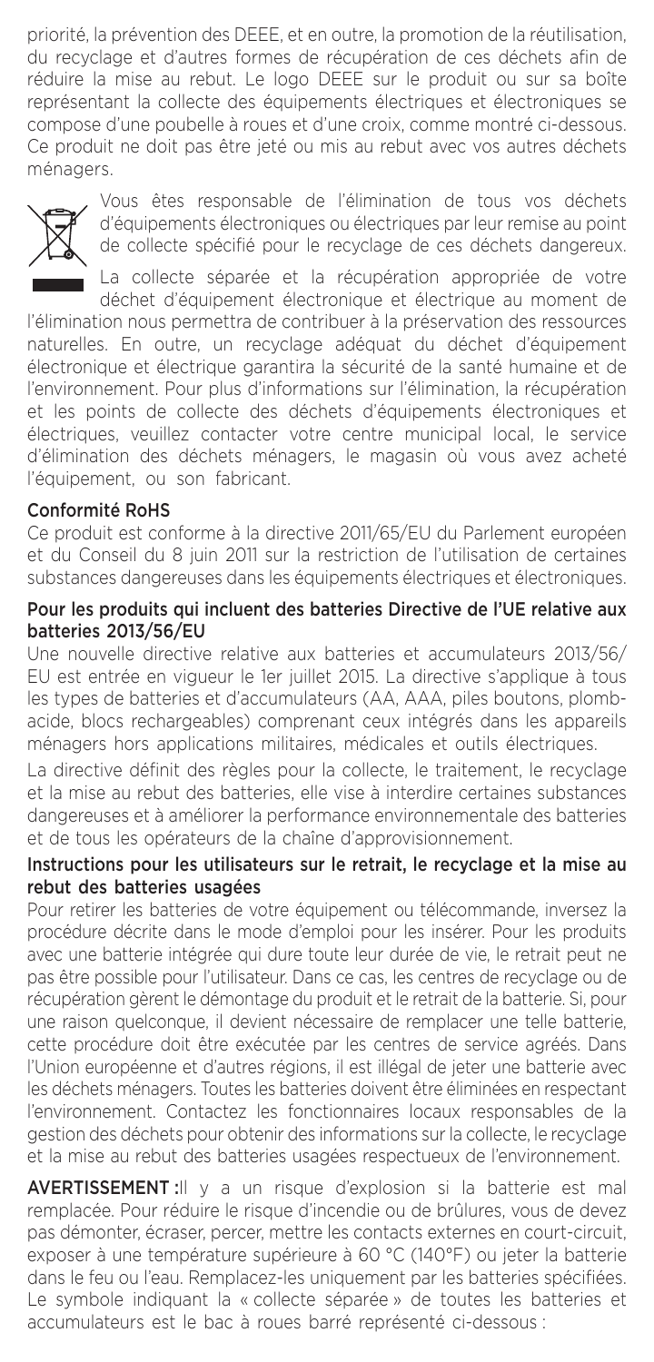priorité, la prévention des DEEE, et en outre, la promotion de la réutilisation, du recyclage et d'autres formes de récupération de ces déchets afin de réduire la mise au rebut. Le logo DEEE sur le produit ou sur sa boîte représentant la collecte des équipements électriques et électroniques se compose d'une poubelle à roues et d'une croix, comme montré ci-dessous. Ce produit ne doit pas être jeté ou mis au rebut avec vos autres déchets ménagers.

Vous êtes responsable de l'élimination de tous vos déchets d'équipements électroniques ou électriques par leur remise au point de collecte spécifié pour le recyclage de ces déchets dangereux. La collecte séparée et la récupération appropriée de votre déchet d'équipement électronique et électrique au moment de l'élimination nous permettra de contribuer à la préservation des ressources naturelles. En outre, un recyclage adéquat du déchet d'équipement électronique et électrique garantira la sécurité de la santé humaine et de l'environnement. Pour plus d'informations sur l'élimination, la récupération et les points de collecte des déchets d'équipements électroniques et électriques, veuillez contacter votre centre municipal local, le service d'élimination des déchets ménagers, le magasin où vous avez acheté l'équipement, ou son fabricant.

### Conformité RoHS

Ce produit est conforme à la directive 2011/65/EU du Parlement européen et du Conseil du 8 juin 2011 sur la restriction de l'utilisation de certaines substances dangereuses dans les équipements électriques et électroniques.

### Pour les produits qui incluent des batteries Directive de l'UE relative aux batteries 2013/56/EU

Une nouvelle directive relative aux batteries et accumulateurs 2013/56/EU est entrée en vigueur le 1er juillet 2015. La directive s'applique à tous les types de batteries et d'accumulateurs (AA, AAA, piles boutons, plomb-acide, blocs rechargeables) comprenant ceux intégrés dans les appareils ménagers hors applications militaires, médicales et outils électriques.

La directive définit des règles pour la collecte, le traitement, le recyclage et la mise au rebut des batteries, elle vise à interdire certaines substances dangereuses et à améliorer la performance environnementale des batteries et de tous les opérateurs de la chaîne d'approvisionnement.

### Instructions pour les utilisateurs sur le retrait, le recyclage et la mise au rebut des batteries usagées

Pour retirer les batteries de votre équipement ou télécommande, inversez la procédure décrite dans le mode d'emploi pour les insérer. Pour les produits avec une batterie intégrée qui dure toute leur durée de vie, le retrait peut ne pas être possible pour l'utilisateur. Dans ce cas, les centres de recyclage ou de récupération gèrent le démontage du produit et le retrait de la batterie. Si, pour une raison quelconque, il devient nécessaire de remplacer une telle batterie, cette procédure doit être exécutée par les centres de service agréés. Dans l'Union européenne et d'autres régions, il est illégal de jeter une batterie avec les déchets ménagers. Toutes les batteries doivent être éliminées en respectant l'environnement. Contactez les fonctionnaires locaux responsables de la gestion des déchets pour obtenir des informations sur la collecte, le recyclage et la mise au rebut des batteries usagées respectueux de l'environnement.

**AVERTISSEMENT :** Il y a un risque d'explosion si la batterie est mal remplacée. Pour réduire le risque d'incendie ou de brûlures, vous de devez pas démonter, écraser, percer, mettre les contacts externes en court-circuit, exposer à une température supérieure à 60 °C (140°F) ou jeter la batterie dans le feu ou l'eau. Remplacez-les uniquement par les batteries spécifiées. Le symbole indiquant la « collecte séparée » de toutes les batteries et accumulateurs est le bac à roues barré représenté ci-dessous :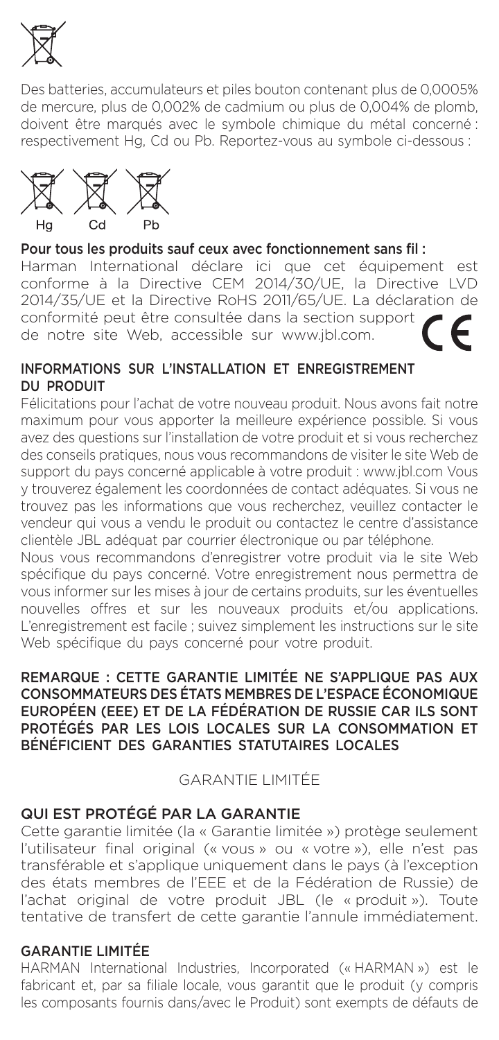Des batteries, accumulateurs et piles bouton contenant plus de 0,0005% de mercure, plus de 0,002% de cadmium ou plus de 0,004% de plomb, doivent être marqués avec le symbole chimique du métal concerné : respectivement Hg, Cd ou Pb. Reportez-vous au symbole ci-dessous :

Hg Cd Pb

**Pour tous les produits sauf ceux avec fonctionnement sans fil :**

Harman International déclare ici que cet équipement est conforme à la Directive CEM 2014/30/UE, la Directive LVD 2014/35/UE et la Directive RoHS 2011/65/UE. La déclaration de conformité peut être consultée dans la section support de notre site Web, accessible sur www.jbl.com.

## INFORMATIONS SUR L'INSTALLATION ET ENREGISTREMENT DU PRODUIT

Félicitations pour l'achat de votre nouveau produit. Nous avons fait notre maximum pour vous apporter la meilleure expérience possible. Si vous avez des questions sur l'installation de votre produit et si vous recherchez des conseils pratiques, nous vous recommandons de visiter le site Web de support du pays concerné applicable à votre produit : www.jbl.com Vous y trouverez également les coordonnées de contact adéquates. Si vous ne trouvez pas les informations que vous recherchez, veuillez contacter le vendeur qui vous a vendu le produit ou contactez le centre d'assistance clientèle JBL adéquat par courrier électronique ou par téléphone.

Nous vous recommandons d'enregistrer votre produit via le site Web spécifique du pays concerné. Votre enregistrement nous permettra de vous informer sur les mises à jour de certains produits, sur les éventuelles nouvelles offres et sur les nouveaux produits et/ou applications. L'enregistrement est facile ; suivez simplement les instructions sur le site Web spécifique du pays concerné pour votre produit.

**REMARQUE : CETTE GARANTIE LIMITÉE NE S'APPLIQUE PAS AUX CONSOMMATEURS DES ÉTATS MEMBRES DE L'ESPACE ÉCONOMIQUE EUROPÉEN (EEE) ET DE LA FÉDÉRATION DE RUSSIE CAR ILS SONT PROTÉGÉS PAR LES LOIS LOCALES SUR LA CONSOMMATION ET BÉNÉFICIENT DES GARANTIES STATUTAIRES LOCALES**

## GARANTIE LIMITÉE

### QUI EST PROTÉGÉ PAR LA GARANTIE

Cette garantie limitée (la « Garantie limitée ») protège seulement l'utilisateur final original (« vous » ou « votre »), elle n'est pas transférable et s'applique uniquement dans le pays (à l'exception des états membres de l'EEE et de la Fédération de Russie) de l'achat original de votre produit JBL (le « produit »). Toute tentative de transfert de cette garantie l'annule immédiatement.

### GARANTIE LIMITÉE

HARMAN International Industries, Incorporated (« HARMAN ») est le fabricant et, par sa filiale locale, vous garantit que le produit (y compris les composants fournis dans/avec le Produit) sont exempts de défauts de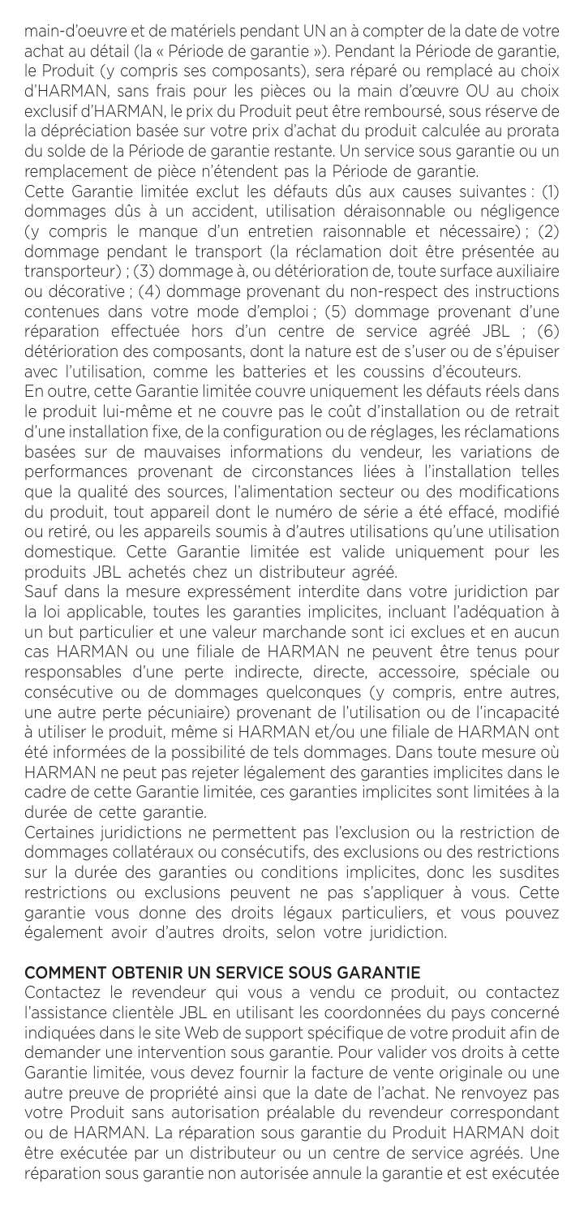main-d'oeuvre et de matériels pendant UN an à compter de la date de votre achat au détail (la « Période de garantie »). Pendant la Période de garantie, le Produit (y compris ses composants), sera réparé ou remplacé au choix d'HARMAN, sans frais pour les pièces ou la main d'œuvre OU au choix exclusif d'HARMAN, le prix du Produit peut être remboursé, sous réserve de la dépréciation basée sur votre prix d'achat du produit calculée au prorata du solde de la Période de garantie restante. Un service sous garantie ou un remplacement de pièce n'étendent pas la Période de garantie.

Cette Garantie limitée exclut les défauts dûs aux causes suivantes : (1) dommages dûs à un accident, utilisation déraisonnable ou négligence (y compris le manque d'un entretien raisonnable et nécessaire) ; (2) dommage pendant le transport (la réclamation doit être présentée au transporteur) ; (3) dommage à, ou détérioration de, toute surface auxiliaire ou décorative ; (4) dommage provenant du non-respect des instructions contenues dans votre mode d'emploi ; (5) dommage provenant d'une réparation effectuée hors d'un centre de service agréé JBL ; (6) détérioration des composants, dont la nature est de s'user ou de s'épuiser avec l'utilisation, comme les batteries et les coussins d'écouteurs.

En outre, cette Garantie limitée couvre uniquement les défauts réels dans le produit lui-même et ne couvre pas le coût d'installation ou de retrait d'une installation fixe, de la configuration ou de réglages, les réclamations basées sur de mauvaises informations du vendeur, les variations de performances provenant de circonstances liées à l'installation telles que la qualité des sources, l'alimentation secteur ou des modifications du produit, tout appareil dont le numéro de série a été effacé, modifié ou retiré, ou les appareils soumis à d'autres utilisations qu'une utilisation domestique. Cette Garantie limitée est valide uniquement pour les produits JBL achetés chez un distributeur agréé.

Sauf dans la mesure expressément interdite dans votre juridiction par la loi applicable, toutes les garanties implicites, incluant l'adéquation à un but particulier et une valeur marchande sont ici exclues et en aucun cas HARMAN ou une filiale de HARMAN ne peuvent être tenus pour responsables d'une perte indirecte, directe, accessoire, spéciale ou consécutive ou de dommages quelconques (y compris, entre autres, une autre perte pécuniaire) provenant de l'utilisation ou de l'incapacité à utiliser le produit, même si HARMAN et/ou une filiale de HARMAN ont été informées de la possibilité de tels dommages. Dans toute mesure où HARMAN ne peut pas rejeter légalement des garanties implicites dans le cadre de cette Garantie limitée, ces garanties implicites sont limitées à la durée de cette garantie.

Certaines juridictions ne permettent pas l'exclusion ou la restriction de dommages collatéraux ou consécutifs, des exclusions ou des restrictions sur la durée des garanties ou conditions implicites, donc les susdites restrictions ou exclusions peuvent ne pas s'appliquer à vous. Cette garantie vous donne des droits légaux particuliers, et vous pouvez également avoir d'autres droits, selon votre juridiction.

## COMMENT OBTENIR UN SERVICE SOUS GARANTIE

Contactez le revendeur qui vous a vendu ce produit, ou contactez l'assistance clientèle JBL en utilisant les coordonnées du pays concerné indiquées dans le site Web de support spécifique de votre produit afin de demander une intervention sous garantie. Pour valider vos droits à cette Garantie limitée, vous devez fournir la facture de vente originale ou une autre preuve de propriété ainsi que la date de l'achat. Ne renvoyez pas votre Produit sans autorisation préalable du revendeur correspondant ou de HARMAN. La réparation sous garantie du Produit HARMAN doit être exécutée par un distributeur ou un centre de service agréés. Une réparation sous garantie non autorisée annule la garantie et est exécutée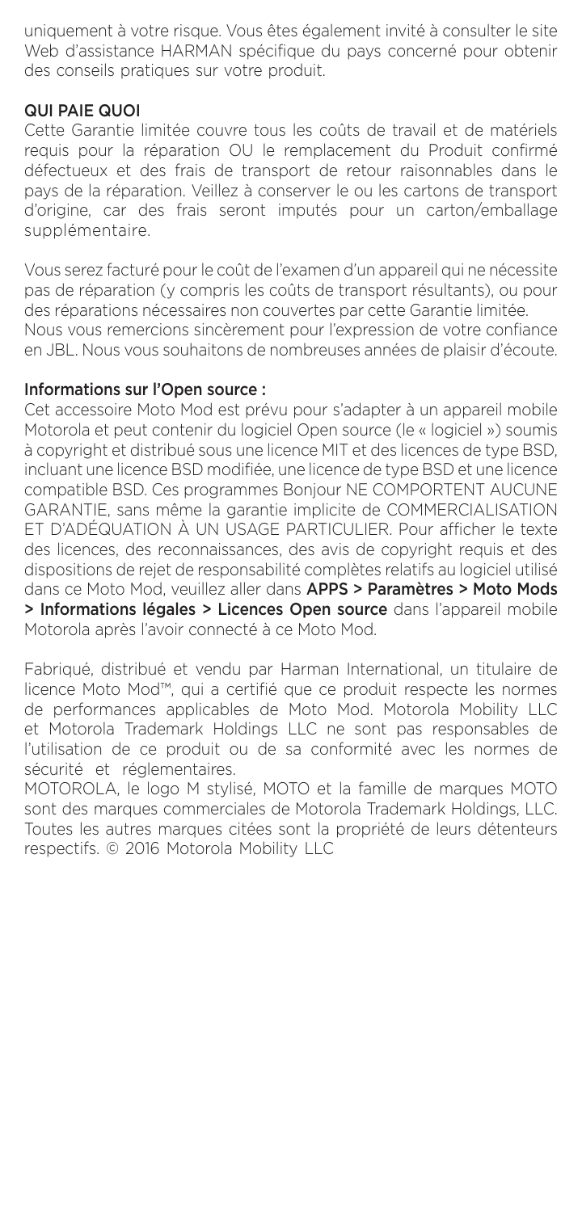uniquement à votre risque. Vous êtes également invité à consulter le site Web d'assistance HARMAN spécifique du pays concerné pour obtenir des conseils pratiques sur votre produit.

## QUI PAIE QUOI

Cette Garantie limitée couvre tous les coûts de travail et de matériels requis pour la réparation OU le remplacement du Produit confirmé défectueux et des frais de transport de retour raisonnables dans le pays de la réparation. Veillez à conserver le ou les cartons de transport d'origine, car des frais seront imputés pour un carton/emballage supplémentaire.

Vous serez facturé pour le coût de l'examen d'un appareil qui ne nécessite pas de réparation (y compris les coûts de transport résultants), ou pour des réparations nécessaires non couvertes par cette Garantie limitée.
Nous vous remercions sincèrement pour l'expression de votre confiance en JBL. Nous vous souhaitons de nombreuses années de plaisir d'écoute.

## Informations sur l'Open source :

Cet accessoire Moto Mod est prévu pour s'adapter à un appareil mobile Motorola et peut contenir du logiciel Open source (le « logiciel ») soumis à copyright et distribué sous une licence MIT et des licences de type BSD, incluant une licence BSD modifiée, une licence de type BSD et une licence compatible BSD. Ces programmes Bonjour NE COMPORTENT AUCUNE GARANTIE, sans même la garantie implicite de COMMERCIALISATION ET D'ADÉQUATION À UN USAGE PARTICULIER. Pour afficher le texte des licences, des reconnaissances, des avis de copyright requis et des dispositions de rejet de responsabilité complètes relatifs au logiciel utilisé dans ce Moto Mod, veuillez aller dans **APPS > Paramètres > Moto Mods > Informations légales > Licences Open source** dans l'appareil mobile Motorola après l'avoir connecté à ce Moto Mod.

Fabriqué, distribué et vendu par Harman International, un titulaire de licence Moto Mod™, qui a certifié que ce produit respecte les normes de performances applicables de Moto Mod. Motorola Mobility LLC et Motorola Trademark Holdings LLC ne sont pas responsables de l'utilisation de ce produit ou de sa conformité avec les normes de sécurité et réglementaires.
MOTOROLA, le logo M stylisé, MOTO et la famille de marques MOTO sont des marques commerciales de Motorola Trademark Holdings, LLC. Toutes les autres marques citées sont la propriété de leurs détenteurs respectifs. © 2016 Motorola Mobility LLC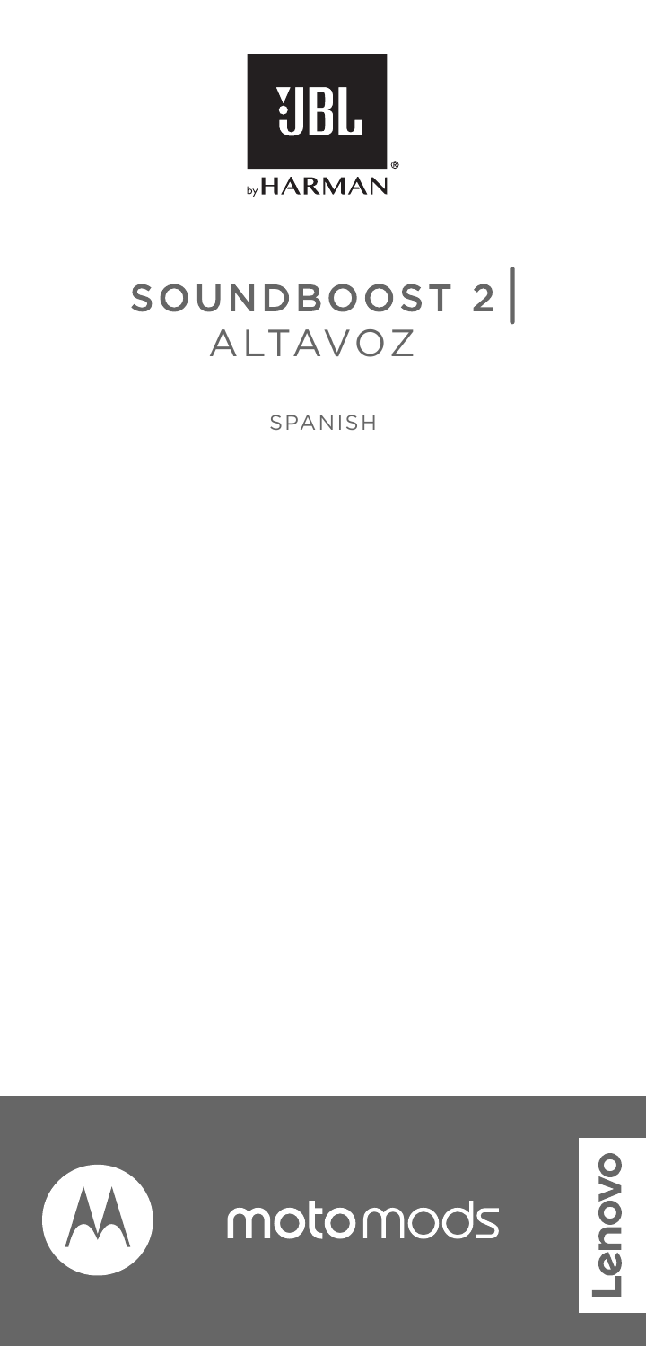# SOUNDBOOST 2 | ALTAVOZ

SPANISH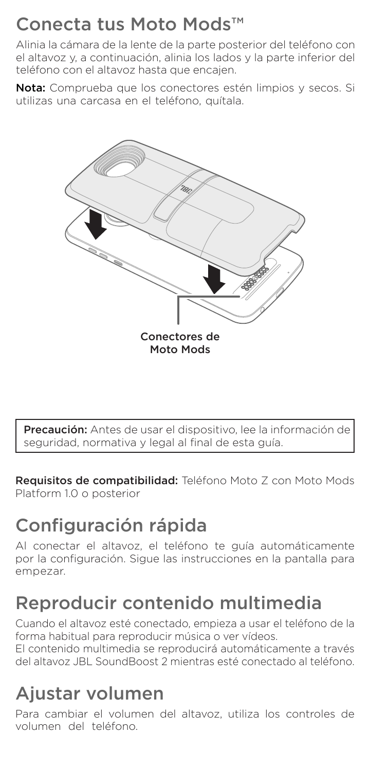## Conecta tus Moto Mods™

Alinia la cámara de la lente de la parte posterior del teléfono con el altavoz y, a continuación, alinia los lados y la parte inferior del teléfono con el altavoz hasta que encajen.

**Nota:** Comprueba que los conectores estén limpios y secos. Si utilizas una carcasa en el teléfono, quítala.

Conectores de Moto Mods

> **Precaución:** Antes de usar el dispositivo, lee la información de seguridad, normativa y legal al final de esta guía.

**Requisitos de compatibilidad:** Teléfono Moto Z con Moto Mods Platform 1.0 o posterior

## Configuración rápida

Al conectar el altavoz, el teléfono te guía automáticamente por la configuración. Sigue las instrucciones en la pantalla para empezar.

## Reproducir contenido multimedia

Cuando el altavoz esté conectado, empieza a usar el teléfono de la forma habitual para reproducir música o ver vídeos.
El contenido multimedia se reproducirá automáticamente a través del altavoz JBL SoundBoost 2 mientras esté conectado al teléfono.

## Ajustar volumen

Para cambiar el volumen del altavoz, utiliza los controles de volumen del teléfono.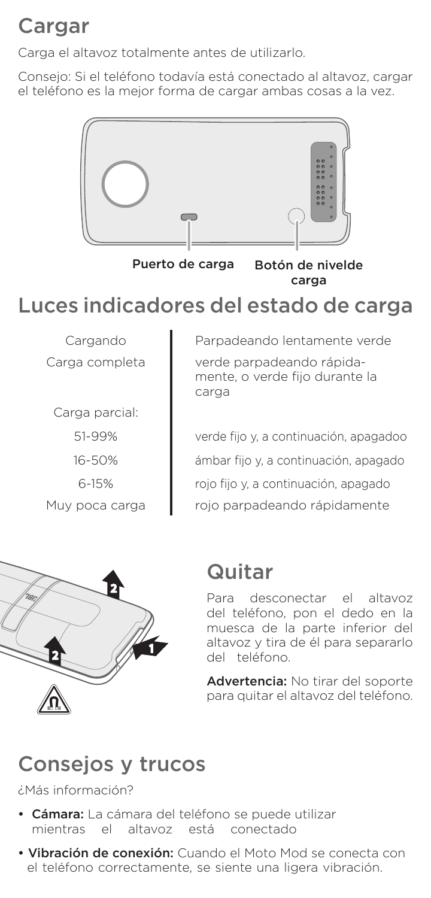## Cargar

Carga el altavoz totalmente antes de utilizarlo.

Consejo: Si el teléfono todavía está conectado al altavoz, cargar el teléfono es la mejor forma de cargar ambas cosas a la vez.

Puerto de carga

Botón de nivelde carga

## Luces indicadores del estado de carga

| | |
|---|---|
| Cargando | Parpadeando lentamente verde |
| Carga completa | verde parpadeando rápidamente, o verde fijo durante la carga |
| Carga parcial: | |
| 51-99% | verde fijo y, a continuación, apagadoo |
| 16-50% | ámbar fijo y, a continuación, apagado |
| 6-15% | rojo fijo y, a continuación, apagado |
| Muy poca carga | rojo parpadeando rápidamente |

## Quitar

Para desconectar el altavoz del teléfono, pon el dedo en la muesca de la parte inferior del altavoz y tira de él para separarlo del teléfono.

**Advertencia:** No tirar del soporte para quitar el altavoz del teléfono.

## Consejos y trucos

¿Más información?

- **Cámara:** La cámara del teléfono se puede utilizar mientras el altavoz está conectado
- **Vibración de conexión:** Cuando el Moto Mod se conecta con el teléfono correctamente, se siente una ligera vibración.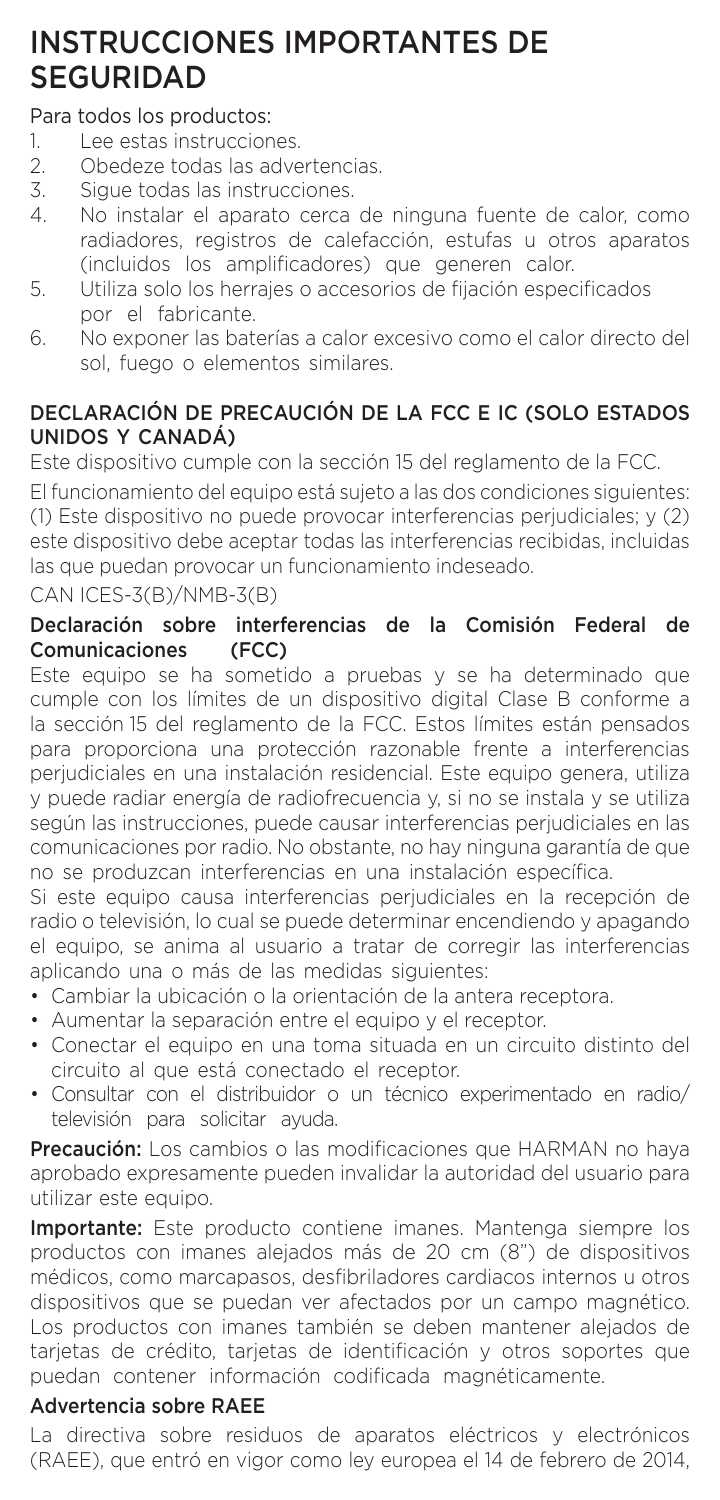# INSTRUCCIONES IMPORTANTES DE SEGURIDAD

Para todos los productos:

1. Lee estas instrucciones.
2. Obedeze todas las advertencias.
3. Sigue todas las instrucciones.
4. No instalar el aparato cerca de ninguna fuente de calor, como radiadores, registros de calefacción, estufas u otros aparatos (incluidos los amplificadores) que generen calor.
5. Utiliza solo los herrajes o accesorios de fijación especificados por el fabricante.
6. No exponer las baterías a calor excesivo como el calor directo del sol, fuego o elementos similares.

## DECLARACIÓN DE PRECAUCIÓN DE LA FCC E IC (SOLO ESTADOS UNIDOS Y CANADÁ)

Este dispositivo cumple con la sección 15 del reglamento de la FCC.

El funcionamiento del equipo está sujeto a las dos condiciones siguientes: (1) Este dispositivo no puede provocar interferencias perjudiciales; y (2) este dispositivo debe aceptar todas las interferencias recibidas, incluidas las que puedan provocar un funcionamiento indeseado.

CAN ICES-3(B)/NMB-3(B)

## Declaración sobre interferencias de la Comisión Federal de Comunicaciones (FCC)

Este equipo se ha sometido a pruebas y se ha determinado que cumple con los límites de un dispositivo digital Clase B conforme a la sección 15 del reglamento de la FCC. Estos límites están pensados para proporciona una protección razonable frente a interferencias perjudiciales en una instalación residencial. Este equipo genera, utiliza y puede radiar energía de radiofrecuencia y, si no se instala y se utiliza según las instrucciones, puede causar interferencias perjudiciales en las comunicaciones por radio. No obstante, no hay ninguna garantía de que no se produzcan interferencias en una instalación específica.

Si este equipo causa interferencias perjudiciales en la recepción de radio o televisión, lo cual se puede determinar encendiendo y apagando el equipo, se anima al usuario a tratar de corregir las interferencias aplicando una o más de las medidas siguientes:

- Cambiar la ubicación o la orientación de la antera receptora.
- Aumentar la separación entre el equipo y el receptor.
- Conectar el equipo en una toma situada en un circuito distinto del circuito al que está conectado el receptor.
- Consultar con el distribuidor o un técnico experimentado en radio/televisión para solicitar ayuda.

**Precaución:** Los cambios o las modificaciones que HARMAN no haya aprobado expresamente pueden invalidar la autoridad del usuario para utilizar este equipo.

**Importante:** Este producto contiene imanes. Mantenga siempre los productos con imanes alejados más de 20 cm (8") de dispositivos médicos, como marcapasos, desfibriladores cardiacos internos u otros dispositivos que se puedan ver afectados por un campo magnético. Los productos con imanes también se deben mantener alejados de tarjetas de crédito, tarjetas de identificación y otros soportes que puedan contener información codificada magnéticamente.

## Advertencia sobre RAEE

La directiva sobre residuos de aparatos eléctricos y electrónicos (RAEE), que entró en vigor como ley europea el 14 de febrero de 2014,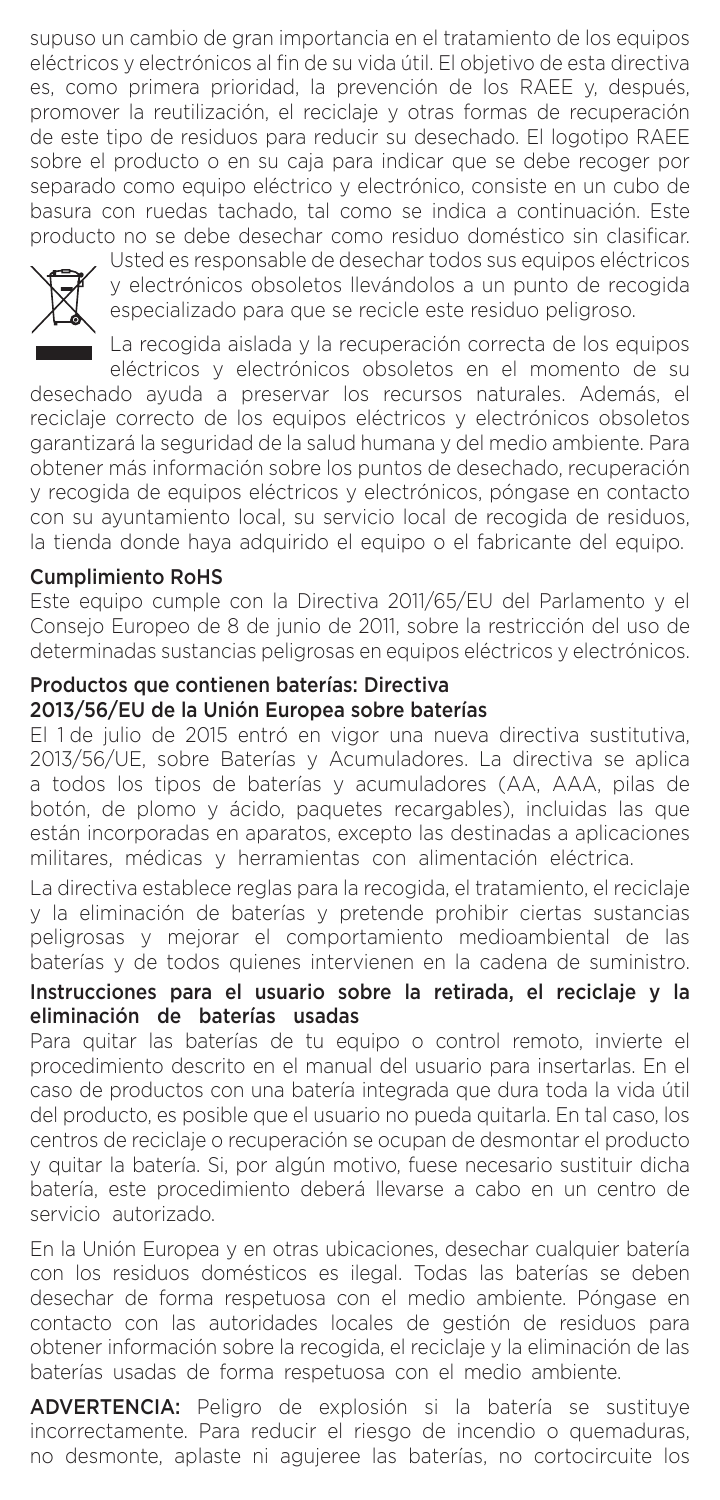supuso un cambio de gran importancia en el tratamiento de los equipos eléctricos y electrónicos al fin de su vida útil. El objetivo de esta directiva es, como primera prioridad, la prevención de los RAEE y, después, promover la reutilización, el reciclaje y otras formas de recuperación de este tipo de residuos para reducir su desechado. El logotipo RAEE sobre el producto o en su caja para indicar que se debe recoger por separado como equipo eléctrico y electrónico, consiste en un cubo de basura con ruedas tachado, tal como se indica a continuación. Este producto no se debe desechar como residuo doméstico sin clasificar. Usted es responsable de desechar todos sus equipos eléctricos y electrónicos obsoletos llevándolos a un punto de recogida especializado para que se recicle este residuo peligroso.

La recogida aislada y la recuperación correcta de los equipos eléctricos y electrónicos obsoletos en el momento de su desechado ayuda a preservar los recursos naturales. Además, el reciclaje correcto de los equipos eléctricos y electrónicos obsoletos garantizará la seguridad de la salud humana y del medio ambiente. Para obtener más información sobre los puntos de desechado, recuperación y recogida de equipos eléctricos y electrónicos, póngase en contacto con su ayuntamiento local, su servicio local de recogida de residuos, la tienda donde haya adquirido el equipo o el fabricante del equipo.

## Cumplimiento RoHS

Este equipo cumple con la Directiva 2011/65/EU del Parlamento y el Consejo Europeo de 8 de junio de 2011, sobre la restricción del uso de determinadas sustancias peligrosas en equipos eléctricos y electrónicos.

## Productos que contienen baterías: Directiva 2013/56/EU de la Unión Europea sobre baterías

El 1 de julio de 2015 entró en vigor una nueva directiva sustitutiva, 2013/56/UE, sobre Baterías y Acumuladores. La directiva se aplica a todos los tipos de baterías y acumuladores (AA, AAA, pilas de botón, de plomo y ácido, paquetes recargables), incluidas las que están incorporadas en aparatos, excepto las destinadas a aplicaciones militares, médicas y herramientas con alimentación eléctrica.

La directiva establece reglas para la recogida, el tratamiento, el reciclaje y la eliminación de baterías y pretende prohibir ciertas sustancias peligrosas y mejorar el comportamiento medioambiental de las baterías y de todos quienes intervienen en la cadena de suministro.

## Instrucciones para el usuario sobre la retirada, el reciclaje y la eliminación de baterías usadas

Para quitar las baterías de tu equipo o control remoto, invierte el procedimiento descrito en el manual del usuario para insertarlas. En el caso de productos con una batería integrada que dura toda la vida útil del producto, es posible que el usuario no pueda quitarla. En tal caso, los centros de reciclaje o recuperación se ocupan de desmontar el producto y quitar la batería. Si, por algún motivo, fuese necesario sustituir dicha batería, este procedimiento deberá llevarse a cabo en un centro de servicio autorizado.

En la Unión Europea y en otras ubicaciones, desechar cualquier batería con los residuos domésticos es ilegal. Todas las baterías se deben desechar de forma respetuosa con el medio ambiente. Póngase en contacto con las autoridades locales de gestión de residuos para obtener información sobre la recogida, el reciclaje y la eliminación de las baterías usadas de forma respetuosa con el medio ambiente.

ADVERTENCIA: Peligro de explosión si la batería se sustituye incorrectamente. Para reducir el riesgo de incendio o quemaduras, no desmonte, aplaste ni agujeree las baterías, no cortocircuite los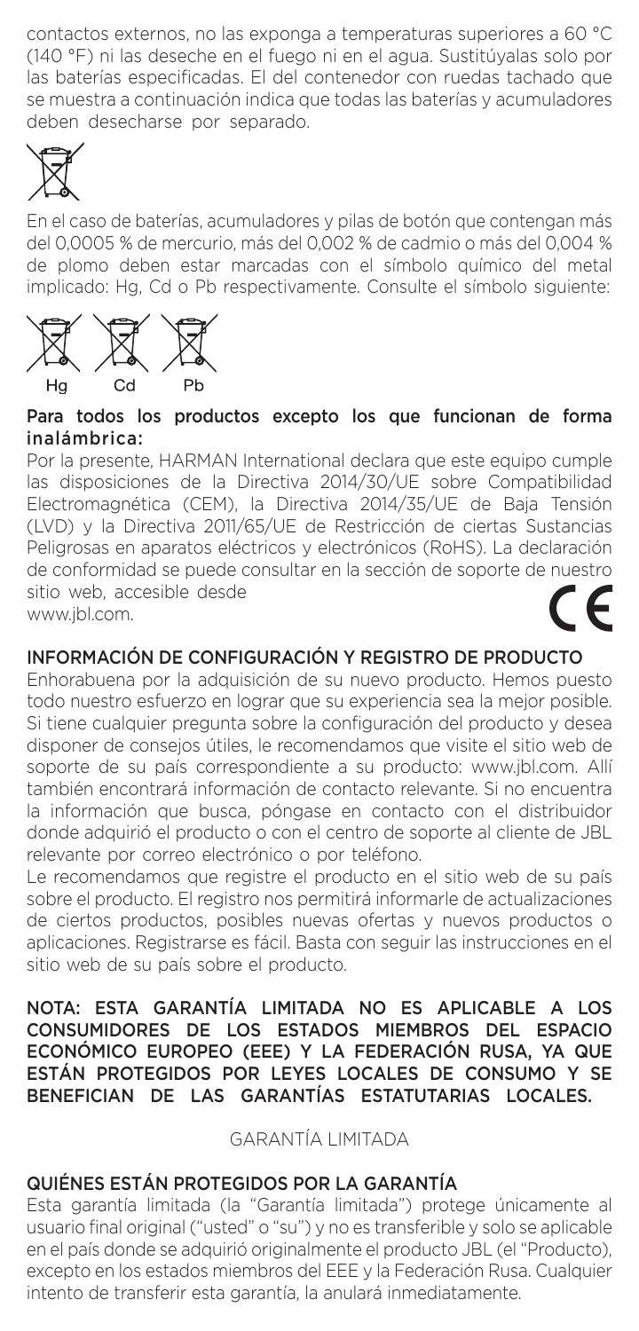contactos externos, no las exponga a temperaturas superiores a 60 °C (140 °F) ni las deseche en el fuego ni en el agua. Sustitúyalas solo por las baterías especificadas. El del contenedor con ruedas tachado que se muestra a continuación indica que todas las baterías y acumuladores deben desecharse por separado.

En el caso de baterías, acumuladores y pilas de botón que contengan más del 0,0005 % de mercurio, más del 0,002 % de cadmio o más del 0,004 % de plomo deben estar marcadas con el símbolo químico del metal implicado: Hg, Cd o Pb respectivamente. Consulte el símbolo siguiente:

Hg Cd Pb

**Para todos los productos excepto los que funcionan de forma inalámbrica:**

Por la presente, HARMAN International declara que este equipo cumple las disposiciones de la Directiva 2014/30/UE sobre Compatibilidad Electromagnética (CEM), la Directiva 2014/35/UE de Baja Tensión (LVD) y la Directiva 2011/65/UE de Restricción de ciertas Sustancias Peligrosas en aparatos eléctricos y electrónicos (RoHS). La declaración de conformidad se puede consultar en la sección de soporte de nuestro sitio web, accesible desde www.jbl.com.

## INFORMACIÓN DE CONFIGURACIÓN Y REGISTRO DE PRODUCTO

Enhorabuena por la adquisición de su nuevo producto. Hemos puesto todo nuestro esfuerzo en lograr que su experiencia sea la mejor posible. Si tiene cualquier pregunta sobre la configuración del producto y desea disponer de consejos útiles, le recomendamos que visite el sitio web de soporte de su país correspondiente a su producto: www.jbl.com. Allí también encontrará información de contacto relevante. Si no encuentra la información que busca, póngase en contacto con el distribuidor donde adquirió el producto o con el centro de soporte al cliente de JBL relevante por correo electrónico o por teléfono.

Le recomendamos que registre el producto en el sitio web de su país sobre el producto. El registro nos permitirá informarle de actualizaciones de ciertos productos, posibles nuevas ofertas y nuevos productos o aplicaciones. Registrarse es fácil. Basta con seguir las instrucciones en el sitio web de su país sobre el producto.

**NOTA: ESTA GARANTÍA LIMITADA NO ES APLICABLE A LOS CONSUMIDORES DE LOS ESTADOS MIEMBROS DEL ESPACIO ECONÓMICO EUROPEO (EEE) Y LA FEDERACIÓN RUSA, YA QUE ESTÁN PROTEGIDOS POR LEYES LOCALES DE CONSUMO Y SE BENEFICIAN DE LAS GARANTÍAS ESTATUTARIAS LOCALES.**

GARANTÍA LIMITADA

## QUIÉNES ESTÁN PROTEGIDOS POR LA GARANTÍA

Esta garantía limitada (la "Garantía limitada") protege únicamente al usuario final original ("usted" o "su") y no es transferible y solo se aplicable en el país donde se adquirió originalmente el producto JBL (el "Producto), excepto en los estados miembros del EEE y la Federación Rusa. Cualquier intento de transferir esta garantía, la anulará inmediatamente.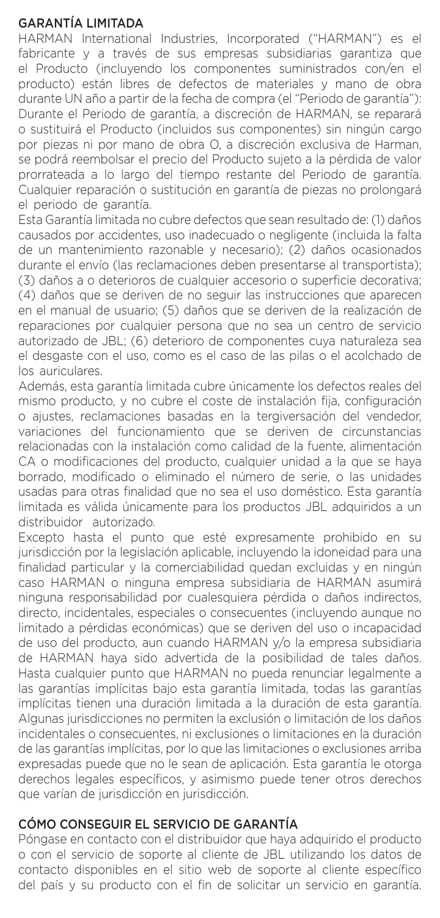## GARANTÍA LIMITADA

HARMAN International Industries, Incorporated ("HARMAN") es el fabricante y a través de sus empresas subsidiarias garantiza que el Producto (incluyendo los componentes suministrados con/en el producto) están libres de defectos de materiales y mano de obra durante UN año a partir de la fecha de compra (el "Periodo de garantía"): Durante el Periodo de garantía, a discreción de HARMAN, se reparará o sustituirá el Producto (incluidos sus componentes) sin ningún cargo por piezas ni por mano de obra O, a discreción exclusiva de Harman, se podrá reembolsar el precio del Producto sujeto a la pérdida de valor prorrateada a lo largo del tiempo restante del Periodo de garantía. Cualquier reparación o sustitución en garantía de piezas no prolongará el periodo de garantía.

Esta Garantía limitada no cubre defectos que sean resultado de: (1) daños causados por accidentes, uso inadecuado o negligente (incluida la falta de un mantenimiento razonable y necesario); (2) daños ocasionados durante el envío (las reclamaciones deben presentarse al transportista); (3) daños a o deterioros de cualquier accesorio o superficie decorativa; (4) daños que se deriven de no seguir las instrucciones que aparecen en el manual de usuario; (5) daños que se deriven de la realización de reparaciones por cualquier persona que no sea un centro de servicio autorizado de JBL; (6) deterioro de componentes cuya naturaleza sea el desgaste con el uso, como es el caso de las pilas o el acolchado de los auriculares.

Además, esta garantía limitada cubre únicamente los defectos reales del mismo producto, y no cubre el coste de instalación fija, configuración o ajustes, reclamaciones basadas en la tergiversación del vendedor, variaciones del funcionamiento que se deriven de circunstancias relacionadas con la instalación como calidad de la fuente, alimentación CA o modificaciones del producto, cualquier unidad a la que se haya borrado, modificado o eliminado el número de serie, o las unidades usadas para otras finalidad que no sea el uso doméstico. Esta garantía limitada es válida únicamente para los productos JBL adquiridos a un distribuidor autorizado.

Excepto hasta el punto que esté expresamente prohibido en su jurisdicción por la legislación aplicable, incluyendo la idoneidad para una finalidad particular y la comerciabilidad quedan excluidas y en ningún caso HARMAN o ninguna empresa subsidiaria de HARMAN asumirá ninguna responsabilidad por cualesquiera pérdida o daños indirectos, directo, incidentales, especiales o consecuentes (incluyendo aunque no limitado a pérdidas económicas) que se deriven del uso o incapacidad de uso del producto, aun cuando HARMAN y/o la empresa subsidiaria de HARMAN haya sido advertida de la posibilidad de tales daños. Hasta cualquier punto que HARMAN no pueda renunciar legalmente a las garantías implícitas bajo esta garantía limitada, todas las garantías implícitas tienen una duración limitada a la duración de esta garantía. Algunas jurisdicciones no permiten la exclusión o limitación de los daños incidentales o consecuentes, ni exclusiones o limitaciones en la duración de las garantías implícitas, por lo que las limitaciones o exclusiones arriba expresadas puede que no le sean de aplicación. Esta garantía le otorga derechos legales específicos, y asimismo puede tener otros derechos que varían de jurisdicción en jurisdicción.

## CÓMO CONSEGUIR EL SERVICIO DE GARANTÍA

Póngase en contacto con el distribuidor que haya adquirido el producto o con el servicio de soporte al cliente de JBL utilizando los datos de contacto disponibles en el sitio web de soporte al cliente específico del país y su producto con el fin de solicitar un servicio en garantía.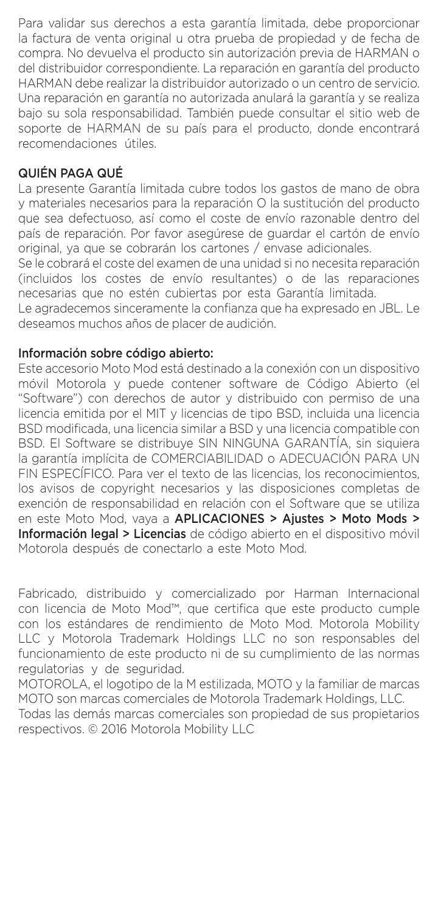Para validar sus derechos a esta garantía limitada, debe proporcionar la factura de venta original u otra prueba de propiedad y de fecha de compra. No devuelva el producto sin autorización previa de HARMAN o del distribuidor correspondiente. La reparación en garantía del producto HARMAN debe realizar la distribuidor autorizado o un centro de servicio. Una reparación en garantía no autorizada anulará la garantía y se realiza bajo su sola responsabilidad. También puede consultar el sitio web de soporte de HARMAN de su país para el producto, donde encontrará recomendaciones útiles.

## QUIÉN PAGA QUÉ

La presente Garantía limitada cubre todos los gastos de mano de obra y materiales necesarios para la reparación O la sustitución del producto que sea defectuoso, así como el coste de envío razonable dentro del país de reparación. Por favor asegúrese de guardar el cartón de envío original, ya que se cobrarán los cartones / envase adicionales.

Se le cobrará el coste del examen de una unidad si no necesita reparación (incluidos los costes de envío resultantes) o de las reparaciones necesarias que no estén cubiertas por esta Garantía limitada.

Le agradecemos sinceramente la confianza que ha expresado en JBL. Le deseamos muchos años de placer de audición.

## Información sobre código abierto:

Este accesorio Moto Mod está destinado a la conexión con un dispositivo móvil Motorola y puede contener software de Código Abierto (el "Software") con derechos de autor y distribuido con permiso de una licencia emitida por el MIT y licencias de tipo BSD, incluida una licencia BSD modificada, una licencia similar a BSD y una licencia compatible con BSD. El Software se distribuye SIN NINGUNA GARANTÍA, sin siquiera la garantía implícita de COMERCIABILIDAD o ADECUACIÓN PARA UN FIN ESPECÍFICO. Para ver el texto de las licencias, los reconocimientos, los avisos de copyright necesarios y las disposiciones completas de exención de responsabilidad en relación con el Software que se utiliza en este Moto Mod, vaya a **APLICACIONES > Ajustes > Moto Mods > Información legal > Licencias** de código abierto en el dispositivo móvil Motorola después de conectarlo a este Moto Mod.

Fabricado, distribuido y comercializado por Harman Internacional con licencia de Moto Mod™, que certifica que este producto cumple con los estándares de rendimiento de Moto Mod. Motorola Mobility LLC y Motorola Trademark Holdings LLC no son responsables del funcionamiento de este producto ni de su cumplimiento de las normas regulatorias y de seguridad.

MOTOROLA, el logotipo de la M estilizada, MOTO y la familiar de marcas MOTO son marcas comerciales de Motorola Trademark Holdings, LLC.

Todas las demás marcas comerciales son propiedad de sus propietarios respectivos. © 2016 Motorola Mobility LLC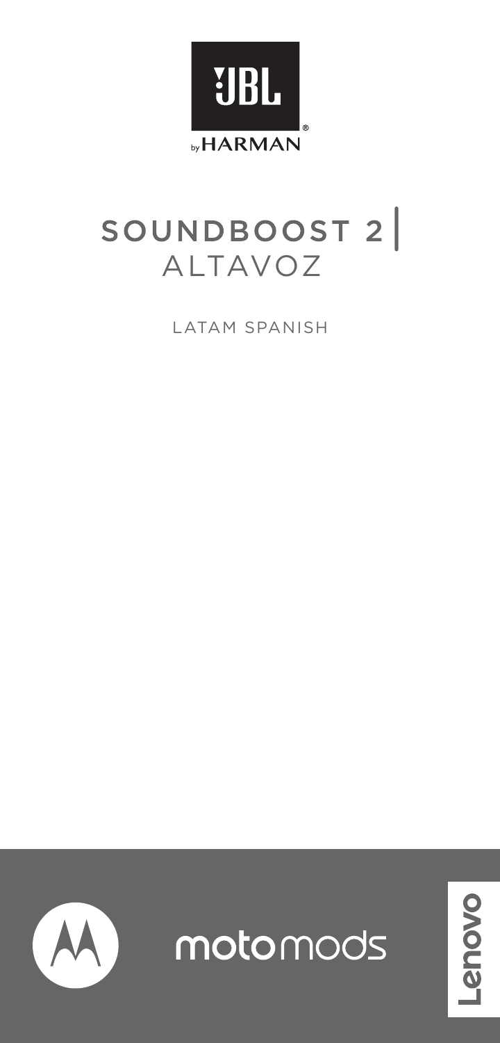JBL by HARMAN

# SOUNDBOOST 2 | ALTAVOZ

LATAM SPANISH

moto mods

Lenovo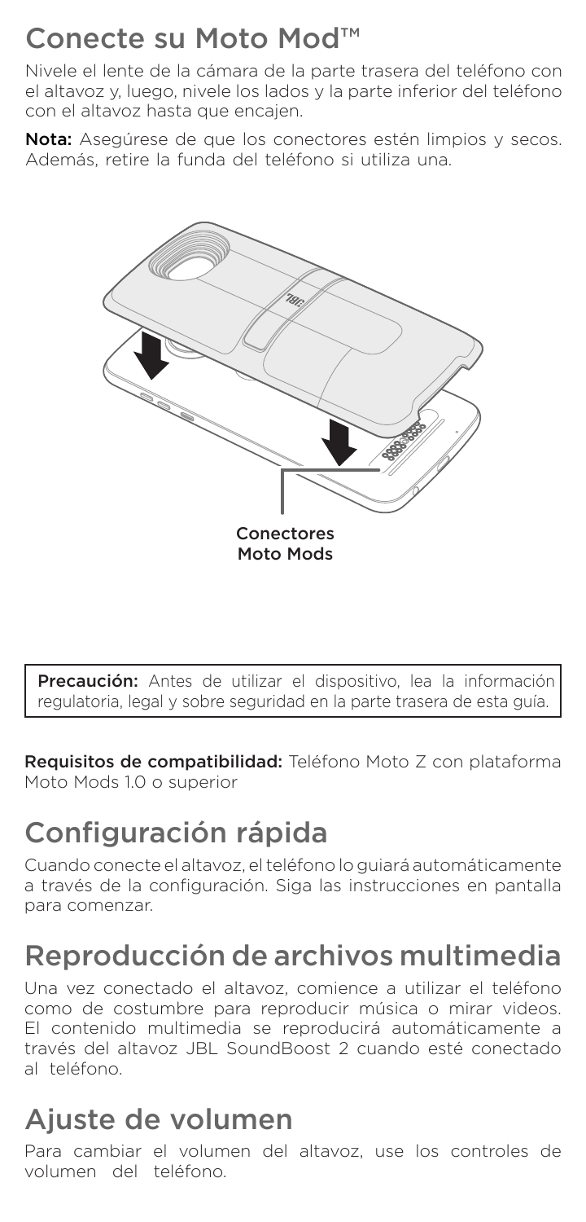## Conecte su Moto Mod™

Nivele el lente de la cámara de la parte trasera del teléfono con el altavoz y, luego, nivele los lados y la parte inferior del teléfono con el altavoz hasta que encajen.

**Nota:** Asegúrese de que los conectores estén limpios y secos. Además, retire la funda del teléfono si utiliza una.

Conectores Moto Mods

**Precaución:** Antes de utilizar el dispositivo, lea la información regulatoria, legal y sobre seguridad en la parte trasera de esta guía.

**Requisitos de compatibilidad:** Teléfono Moto Z con plataforma Moto Mods 1.0 o superior

## Configuración rápida

Cuando conecte el altavoz, el teléfono lo guiará automáticamente a través de la configuración. Siga las instrucciones en pantalla para comenzar.

## Reproducción de archivos multimedia

Una vez conectado el altavoz, comience a utilizar el teléfono como de costumbre para reproducir música o mirar videos. El contenido multimedia se reproducirá automáticamente a través del altavoz JBL SoundBoost 2 cuando esté conectado al teléfono.

## Ajuste de volumen

Para cambiar el volumen del altavoz, use los controles de volumen del teléfono.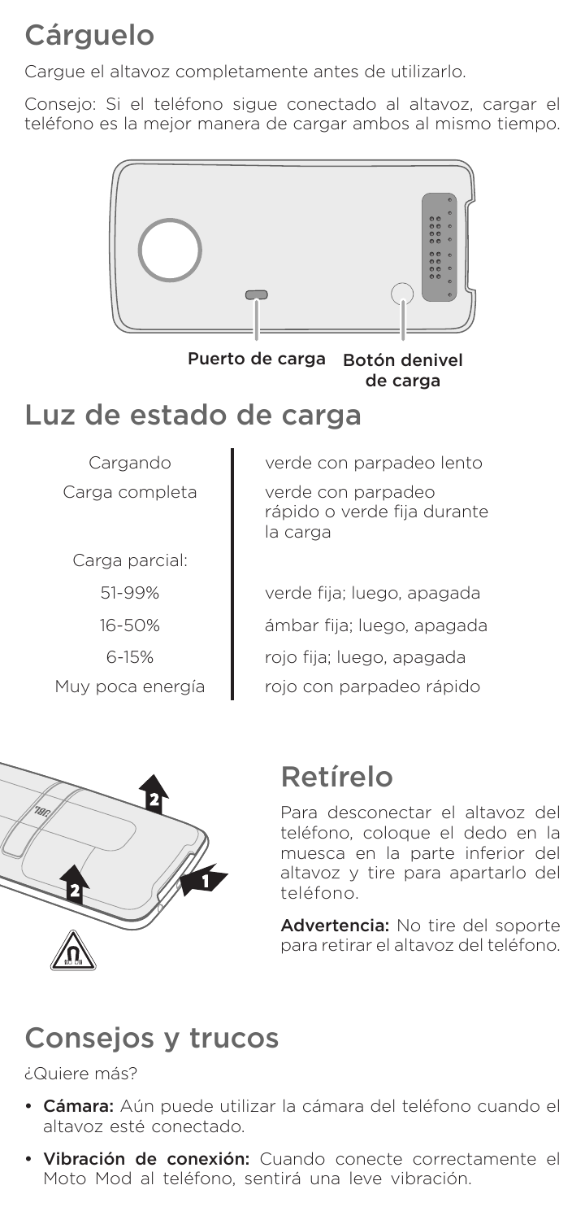## Cárguelo

Cargue el altavoz completamente antes de utilizarlo.

Consejo: Si el teléfono sigue conectado al altavoz, cargar el teléfono es la mejor manera de cargar ambos al mismo tiempo.

Puerto de carga Botón denivel de carga

## Luz de estado de carga

| | |
|---|---|
| Cargando | verde con parpadeo lento |
| Carga completa | verde con parpadeo rápido o verde fija durante la carga |
| Carga parcial: | |
| 51-99% | verde fija; luego, apagada |
| 16-50% | ámbar fija; luego, apagada |
| 6-15% | rojo fija; luego, apagada |
| Muy poca energía | rojo con parpadeo rápido |

## Retírelo

Para desconectar el altavoz del teléfono, coloque el dedo en la muesca en la parte inferior del altavoz y tire para apartarlo del teléfono.

**Advertencia:** No tire del soporte para retirar el altavoz del teléfono.

## Consejos y trucos

¿Quiere más?

- **Cámara:** Aún puede utilizar la cámara del teléfono cuando el altavoz esté conectado.
- **Vibración de conexión:** Cuando conecte correctamente el Moto Mod al teléfono, sentirá una leve vibración.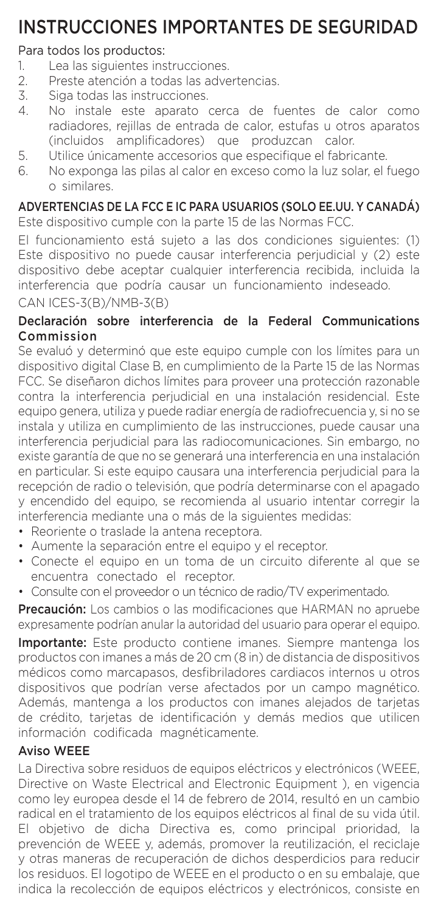# INSTRUCCIONES IMPORTANTES DE SEGURIDAD

Para todos los productos:

1. Lea las siguientes instrucciones.
2. Preste atención a todas las advertencias.
3. Siga todas las instrucciones.
4. No instale este aparato cerca de fuentes de calor como radiadores, rejillas de entrada de calor, estufas u otros aparatos (incluidos amplificadores) que produzcan calor.
5. Utilice únicamente accesorios que especifique el fabricante.
6. No exponga las pilas al calor en exceso como la luz solar, el fuego o similares.

## ADVERTENCIAS DE LA FCC E IC PARA USUARIOS (SOLO EE.UU. Y CANADÁ)

Este dispositivo cumple con la parte 15 de las Normas FCC.

El funcionamiento está sujeto a las dos condiciones siguientes: (1) Este dispositivo no puede causar interferencia perjudicial y (2) este dispositivo debe aceptar cualquier interferencia recibida, incluida la interferencia que podría causar un funcionamiento indeseado.

CAN ICES-3(B)/NMB-3(B)

## Declaración sobre interferencia de la Federal Communications Commission

Se evaluó y determinó que este equipo cumple con los límites para un dispositivo digital Clase B, en cumplimiento de la Parte 15 de las Normas FCC. Se diseñaron dichos límites para proveer una protección razonable contra la interferencia perjudicial en una instalación residencial. Este equipo genera, utiliza y puede radiar energía de radiofrecuencia y, si no se instala y utiliza en cumplimiento de las instrucciones, puede causar una interferencia perjudicial para las radiocomunicaciones. Sin embargo, no existe garantía de que no se generará una interferencia en una instalación en particular. Si este equipo causara una interferencia perjudicial para la recepción de radio o televisión, que podría determinarse con el apagado y encendido del equipo, se recomienda al usuario intentar corregir la interferencia mediante una o más de la siguientes medidas:

- Reoriente o traslade la antena receptora.
- Aumente la separación entre el equipo y el receptor.
- Conecte el equipo en un toma de un circuito diferente al que se encuentra conectado el receptor.
- Consulte con el proveedor o un técnico de radio/TV experimentado.

**Precaución:** Los cambios o las modificaciones que HARMAN no apruebe expresamente podrían anular la autoridad del usuario para operar el equipo.

**Importante:** Este producto contiene imanes. Siempre mantenga los productos con imanes a más de 20 cm (8 in) de distancia de dispositivos médicos como marcapasos, desfibriladores cardiacos internos u otros dispositivos que podrían verse afectados por un campo magnético. Además, mantenga a los productos con imanes alejados de tarjetas de crédito, tarjetas de identificación y demás medios que utilicen información codificada magnéticamente.

## Aviso WEEE

La Directiva sobre residuos de equipos eléctricos y electrónicos (WEEE, Directive on Waste Electrical and Electronic Equipment ), en vigencia como ley europea desde el 14 de febrero de 2014, resultó en un cambio radical en el tratamiento de los equipos eléctricos al final de su vida útil. El objetivo de dicha Directiva es, como principal prioridad, la prevención de WEEE y, además, promover la reutilización, el reciclaje y otras maneras de recuperación de dichos desperdicios para reducir los residuos. El logotipo de WEEE en el producto o en su embalaje, que indica la recolección de equipos eléctricos y electrónicos, consiste en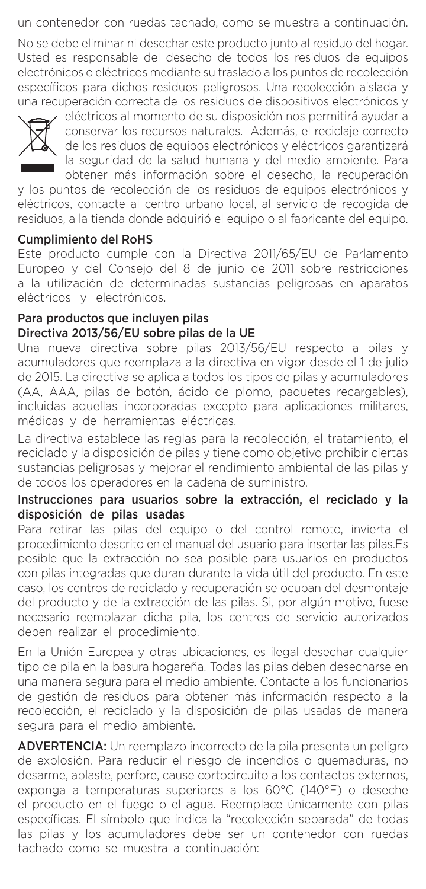un contenedor con ruedas tachado, como se muestra a continuación.

No se debe eliminar ni desechar este producto junto al residuo del hogar. Usted es responsable del desecho de todos los residuos de equipos electrónicos o eléctricos mediante su traslado a los puntos de recolección específicos para dichos residuos peligrosos. Una recolección aislada y una recuperación correcta de los residuos de dispositivos electrónicos y eléctricos al momento de su disposición nos permitirá ayudar a conservar los recursos naturales. Además, el reciclaje correcto de los residuos de equipos electrónicos y eléctricos garantizará la seguridad de la salud humana y del medio ambiente. Para obtener más información sobre el desecho, la recuperación y los puntos de recolección de los residuos de equipos electrónicos y eléctricos, contacte al centro urbano local, al servicio de recogida de residuos, a la tienda donde adquirió el equipo o al fabricante del equipo.

## Cumplimiento del RoHS

Este producto cumple con la Directiva 2011/65/EU de Parlamento Europeo y del Consejo del 8 de junio de 2011 sobre restricciones a la utilización de determinadas sustancias peligrosas en aparatos eléctricos y electrónicos.

## Para productos que incluyen pilas
## Directiva 2013/56/EU sobre pilas de la UE

Una nueva directiva sobre pilas 2013/56/EU respecto a pilas y acumuladores que reemplaza a la directiva en vigor desde el 1 de julio de 2015. La directiva se aplica a todos los tipos de pilas y acumuladores (AA, AAA, pilas de botón, ácido de plomo, paquetes recargables), incluidas aquellas incorporadas excepto para aplicaciones militares, médicas y de herramientas eléctricas.

La directiva establece las reglas para la recolección, el tratamiento, el reciclado y la disposición de pilas y tiene como objetivo prohibir ciertas sustancias peligrosas y mejorar el rendimiento ambiental de las pilas y de todos los operadores en la cadena de suministro.

## Instrucciones para usuarios sobre la extracción, el reciclado y la disposición de pilas usadas

Para retirar las pilas del equipo o del control remoto, invierta el procedimiento descrito en el manual del usuario para insertar las pilas.Es posible que la extracción no sea posible para usuarios en productos con pilas integradas que duran durante la vida útil del producto. En este caso, los centros de reciclado y recuperación se ocupan del desmontaje del producto y de la extracción de las pilas. Si, por algún motivo, fuese necesario reemplazar dicha pila, los centros de servicio autorizados deben realizar el procedimiento.

En la Unión Europea y otras ubicaciones, es ilegal desechar cualquier tipo de pila en la basura hogareña. Todas las pilas deben desecharse en una manera segura para el medio ambiente. Contacte a los funcionarios de gestión de residuos para obtener más información respecto a la recolección, el reciclado y la disposición de pilas usadas de manera segura para el medio ambiente.

**ADVERTENCIA:** Un reemplazo incorrecto de la pila presenta un peligro de explosión. Para reducir el riesgo de incendios o quemaduras, no desarme, aplaste, perfore, cause cortocircuito a los contactos externos, exponga a temperaturas superiores a los 60°C (140°F) o deseche el producto en el fuego o el agua. Reemplace únicamente con pilas específicas. El símbolo que indica la "recolección separada" de todas las pilas y los acumuladores debe ser un contenedor con ruedas tachado como se muestra a continuación: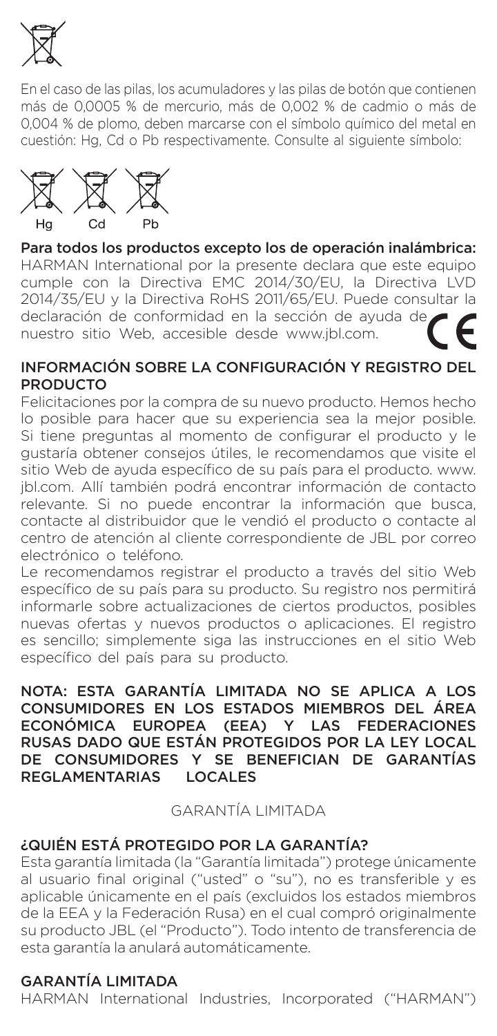En el caso de las pilas, los acumuladores y las pilas de botón que contienen más de 0,0005 % de mercurio, más de 0,002 % de cadmio o más de 0,004 % de plomo, deben marcarse con el símbolo químico del metal en cuestión: Hg, Cd o Pb respectivamente. Consulte al siguiente símbolo:

Hg Cd Pb

**Para todos los productos excepto los de operación inalámbrica:** HARMAN International por la presente declara que este equipo cumple con la Directiva EMC 2014/30/EU, la Directiva LVD 2014/35/EU y la Directiva RoHS 2011/65/EU. Puede consultar la declaración de conformidad en la sección de ayuda de nuestro sitio Web, accesible desde www.jbl.com.

## INFORMACIÓN SOBRE LA CONFIGURACIÓN Y REGISTRO DEL PRODUCTO

Felicitaciones por la compra de su nuevo producto. Hemos hecho lo posible para hacer que su experiencia sea la mejor posible. Si tiene preguntas al momento de configurar el producto y le gustaría obtener consejos útiles, le recomendamos que visite el sitio Web de ayuda específico de su país para el producto. www.jbl.com. Allí también podrá encontrar información de contacto relevante. Si no puede encontrar la información que busca, contacte al distribuidor que le vendió el producto o contacte al centro de atención al cliente correspondiente de JBL por correo electrónico o teléfono.

Le recomendamos registrar el producto a través del sitio Web específico de su país para su producto. Su registro nos permitirá informarle sobre actualizaciones de ciertos productos, posibles nuevas ofertas y nuevos productos o aplicaciones. El registro es sencillo; simplemente siga las instrucciones en el sitio Web específico del país para su producto.

NOTA: ESTA GARANTÍA LIMITADA NO SE APLICA A LOS CONSUMIDORES EN LOS ESTADOS MIEMBROS DEL ÁREA ECONÓMICA EUROPEA (EEA) Y LAS FEDERACIONES RUSAS DADO QUE ESTÁN PROTEGIDOS POR LA LEY LOCAL DE CONSUMIDORES Y SE BENEFICIAN DE GARANTÍAS REGLAMENTARIAS LOCALES

GARANTÍA LIMITADA

## ¿QUIÉN ESTÁ PROTEGIDO POR LA GARANTÍA?

Esta garantía limitada (la "Garantía limitada") protege únicamente al usuario final original ("usted" o "su"), no es transferible y es aplicable únicamente en el país (excluidos los estados miembros de la EEA y la Federación Rusa) en el cual compró originalmente su producto JBL (el "Producto"). Todo intento de transferencia de esta garantía la anulará automáticamente.

## GARANTÍA LIMITADA

HARMAN International Industries, Incorporated ("HARMAN")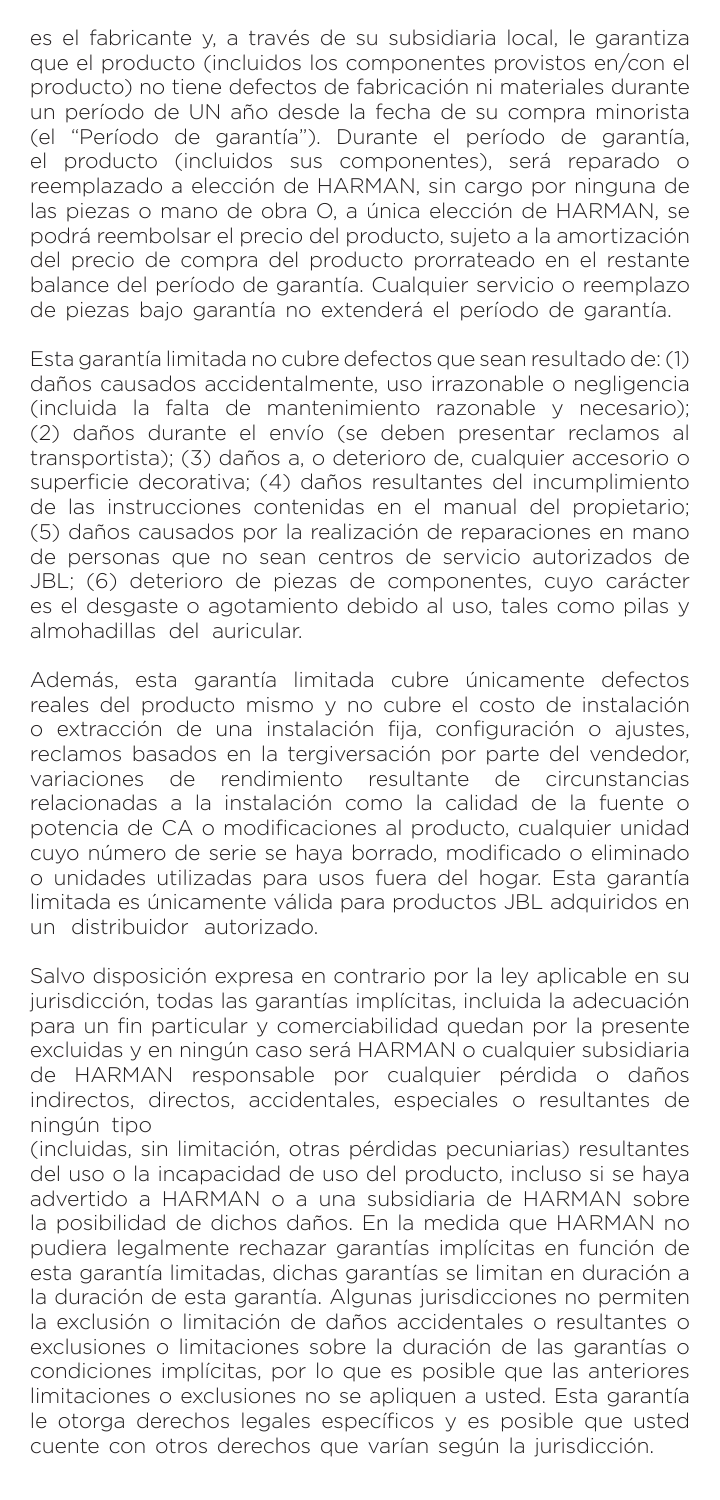es el fabricante y, a través de su subsidiaria local, le garantiza que el producto (incluidos los componentes provistos en/con el producto) no tiene defectos de fabricación ni materiales durante un período de UN año desde la fecha de su compra minorista (el "Período de garantía"). Durante el período de garantía, el producto (incluidos sus componentes), será reparado o reemplazado a elección de HARMAN, sin cargo por ninguna de las piezas o mano de obra O, a única elección de HARMAN, se podrá reembolsar el precio del producto, sujeto a la amortización del precio de compra del producto prorrateado en el restante balance del período de garantía. Cualquier servicio o reemplazo de piezas bajo garantía no extenderá el período de garantía.

Esta garantía limitada no cubre defectos que sean resultado de: (1) daños causados accidentalmente, uso irrazonable o negligencia (incluida la falta de mantenimiento razonable y necesario); (2) daños durante el envío (se deben presentar reclamos al transportista); (3) daños a, o deterioro de, cualquier accesorio o superficie decorativa; (4) daños resultantes del incumplimiento de las instrucciones contenidas en el manual del propietario; (5) daños causados por la realización de reparaciones en mano de personas que no sean centros de servicio autorizados de JBL; (6) deterioro de piezas de componentes, cuyo carácter es el desgaste o agotamiento debido al uso, tales como pilas y almohadillas del auricular.

Además, esta garantía limitada cubre únicamente defectos reales del producto mismo y no cubre el costo de instalación o extracción de una instalación fija, configuración o ajustes, reclamos basados en la tergiversación por parte del vendedor, variaciones de rendimiento resultante de circunstancias relacionadas a la instalación como la calidad de la fuente o potencia de CA o modificaciones al producto, cualquier unidad cuyo número de serie se haya borrado, modificado o eliminado o unidades utilizadas para usos fuera del hogar. Esta garantía limitada es únicamente válida para productos JBL adquiridos en un distribuidor autorizado.

Salvo disposición expresa en contrario por la ley aplicable en su jurisdicción, todas las garantías implícitas, incluida la adecuación para un fin particular y comerciabilidad quedan por la presente excluidas y en ningún caso será HARMAN o cualquier subsidiaria de HARMAN responsable por cualquier pérdida o daños indirectos, directos, accidentales, especiales o resultantes de ningún tipo (incluidas, sin limitación, otras pérdidas pecuniarias) resultantes del uso o la incapacidad de uso del producto, incluso si se haya advertido a HARMAN o a una subsidiaria de HARMAN sobre la posibilidad de dichos daños. En la medida que HARMAN no pudiera legalmente rechazar garantías implícitas en función de esta garantía limitadas, dichas garantías se limitan en duración a la duración de esta garantía. Algunas jurisdicciones no permiten la exclusión o limitación de daños accidentales o resultantes o exclusiones o limitaciones sobre la duración de las garantías o condiciones implícitas, por lo que es posible que las anteriores limitaciones o exclusiones no se apliquen a usted. Esta garantía le otorga derechos legales específicos y es posible que usted cuente con otros derechos que varían según la jurisdicción.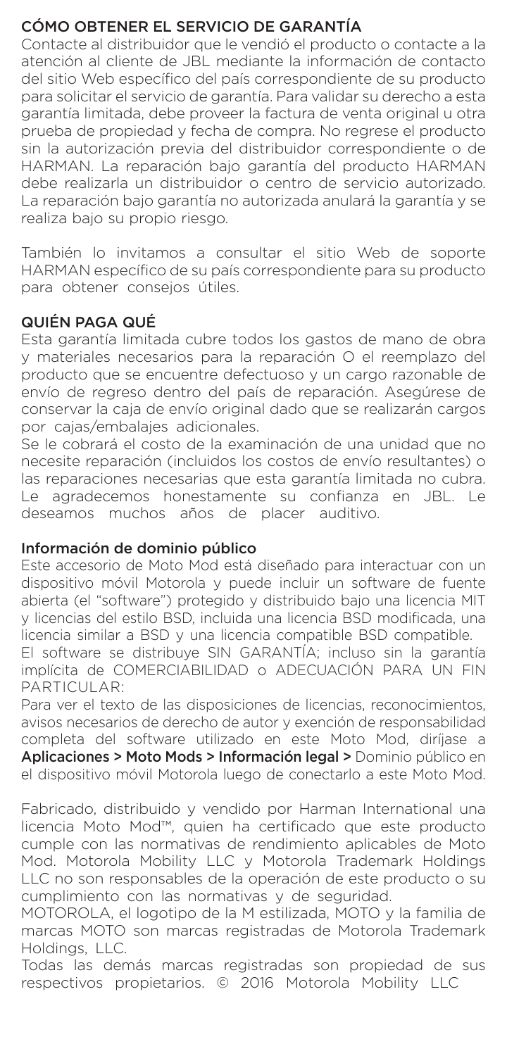## CÓMO OBTENER EL SERVICIO DE GARANTÍA

Contacte al distribuidor que le vendió el producto o contacte a la atención al cliente de JBL mediante la información de contacto del sitio Web específico del país correspondiente de su producto para solicitar el servicio de garantía. Para validar su derecho a esta garantía limitada, debe proveer la factura de venta original u otra prueba de propiedad y fecha de compra. No regrese el producto sin la autorización previa del distribuidor correspondiente o de HARMAN. La reparación bajo garantía del producto HARMAN debe realizarla un distribuidor o centro de servicio autorizado. La reparación bajo garantía no autorizada anulará la garantía y se realiza bajo su propio riesgo.

También lo invitamos a consultar el sitio Web de soporte HARMAN específico de su país correspondiente para su producto para obtener consejos útiles.

## QUIÉN PAGA QUÉ

Esta garantía limitada cubre todos los gastos de mano de obra y materiales necesarios para la reparación O el reemplazo del producto que se encuentre defectuoso y un cargo razonable de envío de regreso dentro del país de reparación. Asegúrese de conservar la caja de envío original dado que se realizarán cargos por cajas/embalajes adicionales.

Se le cobrará el costo de la examinación de una unidad que no necesite reparación (incluidos los costos de envío resultantes) o las reparaciones necesarias que esta garantía limitada no cubra. Le agradecemos honestamente su confianza en JBL. Le deseamos muchos años de placer auditivo.

## Información de dominio público

Este accesorio de Moto Mod está diseñado para interactuar con un dispositivo móvil Motorola y puede incluir un software de fuente abierta (el "software") protegido y distribuido bajo una licencia MIT y licencias del estilo BSD, incluida una licencia BSD modificada, una licencia similar a BSD y una licencia compatible BSD compatible.

El software se distribuye SIN GARANTÍA; incluso sin la garantía implícita de COMERCIABILIDAD o ADECUACIÓN PARA UN FIN PARTICULAR:

Para ver el texto de las disposiciones de licencias, reconocimientos, avisos necesarios de derecho de autor y exención de responsabilidad completa del software utilizado en este Moto Mod, diríjase a **Aplicaciones > Moto Mods > Información legal >** Dominio público en el dispositivo móvil Motorola luego de conectarlo a este Moto Mod.

Fabricado, distribuido y vendido por Harman International una licencia Moto Mod™, quien ha certificado que este producto cumple con las normativas de rendimiento aplicables de Moto Mod. Motorola Mobility LLC y Motorola Trademark Holdings LLC no son responsables de la operación de este producto o su cumplimiento con las normativas y de seguridad.

MOTOROLA, el logotipo de la M estilizada, MOTO y la familia de marcas MOTO son marcas registradas de Motorola Trademark Holdings, LLC.

Todas las demás marcas registradas son propiedad de sus respectivos propietarios. © 2016 Motorola Mobility LLC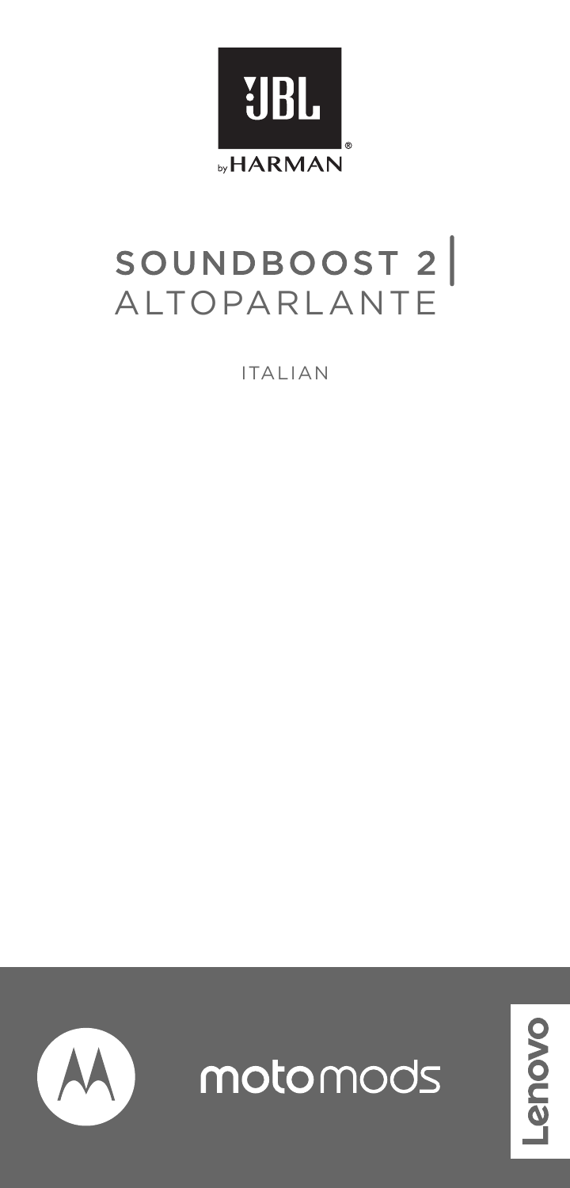JBL by HARMAN

# SOUNDBOOST 2
## ALTOPARLANTE

ITALIAN

moto mods

Lenovo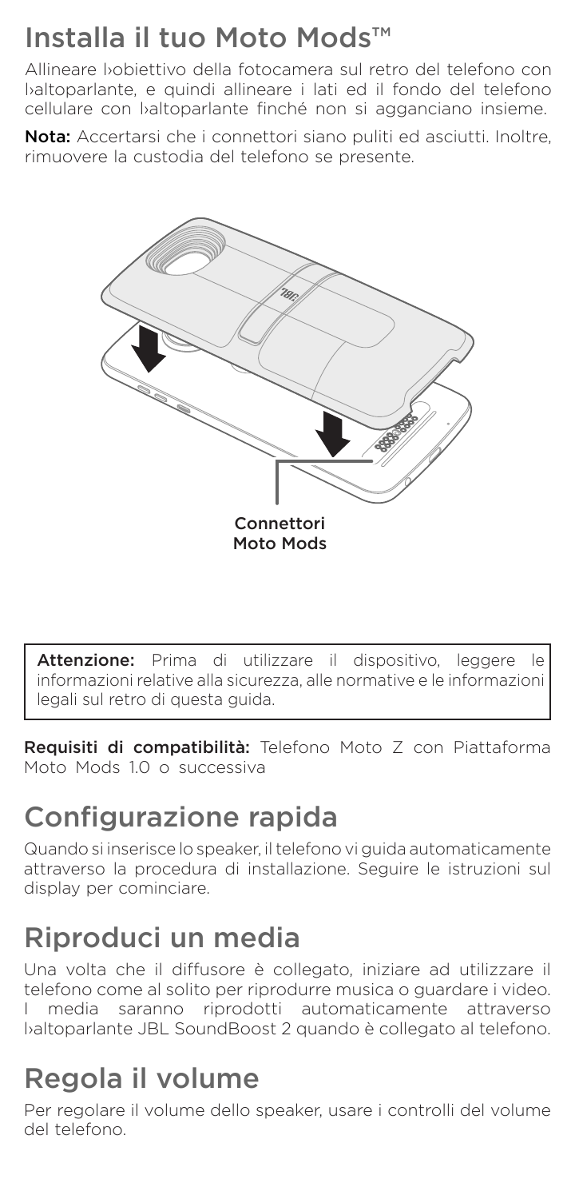# Installa il tuo Moto Mods™

Allineare l›obiettivo della fotocamera sul retro del telefono con l›altoparlante, e quindi allineare i lati ed il fondo del telefono cellulare con l›altoparlante finché non si agganciano insieme.

**Nota:** Accertarsi che i connettori siano puliti ed asciutti. Inoltre, rimuovere la custodia del telefono se presente.

Connettori Moto Mods

> **Attenzione:** Prima di utilizzare il dispositivo, leggere le informazioni relative alla sicurezza, alle normative e le informazioni legali sul retro di questa guida.

**Requisiti di compatibilità:** Telefono Moto Z con Piattaforma Moto Mods 1.0 o successiva

# Configurazione rapida

Quando si inserisce lo speaker, il telefono vi guida automaticamente attraverso la procedura di installazione. Seguire le istruzioni sul display per cominciare.

# Riproduci un media

Una volta che il diffusore è collegato, iniziare ad utilizzare il telefono come al solito per riprodurre musica o guardare i video. I media saranno riprodotti automaticamente attraverso l›altoparlante JBL SoundBoost 2 quando è collegato al telefono.

# Regola il volume

Per regolare il volume dello speaker, usare i controlli del volume del telefono.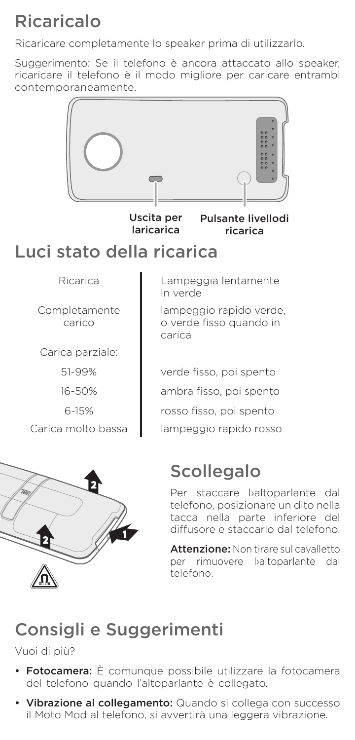# Ricaricalo

Ricaricare completamente lo speaker prima di utilizzarlo.

Suggerimento: Se il telefono è ancora attaccato allo speaker, ricaricare il telefono è il modo migliore per caricare entrambi contemporaneamente.

Uscita per laricarica

Pulsante livellodi ricarica

# Luci stato della ricarica

| | |
|---|---|
| Ricarica | Lampeggia lentamente in verde |
| Completamente carico | lampeggio rapido verde, o verde fisso quando in carica |
| Carica parziale: | |
| 51-99% | verde fisso, poi spento |
| 16-50% | ambra fisso, poi spento |
| 6-15% | rosso fisso, poi spento |
| Carica molto bassa | lampeggio rapido rosso |

# Scollegalo

Per staccare l›altoparlante dal telefono, posizionare un dito nella tacca nella parte inferiore del diffusore e staccarlo dal telefono.

**Attenzione:** Non tirare sul cavalletto per rimuovere l›altoparlante dal telefono.

# Consigli e Suggerimenti

Vuoi di più?

- **Fotocamera:** È comunque possibile utilizzare la fotocamera del telefono quando l'altoparlante è collegato.
- **Vibrazione al collegamento:** Quando si collega con successo il Moto Mod al telefono, si avvertirà una leggera vibrazione.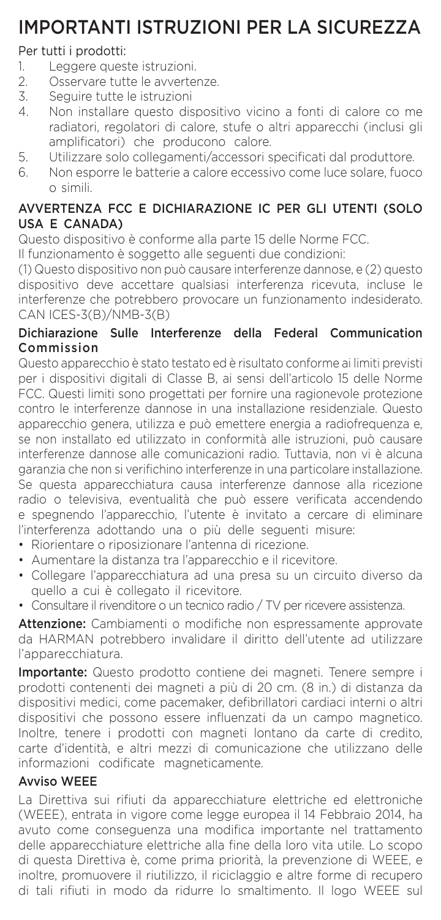# IMPORTANTI ISTRUZIONI PER LA SICUREZZA

Per tutti i prodotti:

1. Leggere queste istruzioni.
2. Osservare tutte le avvertenze.
3. Seguire tutte le istruzioni
4. Non installare questo dispositivo vicino a fonti di calore co me radiatori, regolatori di calore, stufe o altri apparecchi (inclusi gli amplificatori) che producono calore.
5. Utilizzare solo collegamenti/accessori specificati dal produttore.
6. Non esporre le batterie a calore eccessivo come luce solare, fuoco o simili.

## AVVERTENZA FCC E DICHIARAZIONE IC PER GLI UTENTI (SOLO USA E CANADA)

Questo dispositivo è conforme alla parte 15 delle Norme FCC.

Il funzionamento è soggetto alle seguenti due condizioni:

(1) Questo dispositivo non può causare interferenze dannose, e (2) questo dispositivo deve accettare qualsiasi interferenza ricevuta, incluse le interferenze che potrebbero provocare un funzionamento indesiderato. CAN ICES-3(B)/NMB-3(B)

### Dichiarazione Sulle Interferenze della Federal Communication Commission

Questo apparecchio è stato testato ed è risultato conforme ai limiti previsti per i dispositivi digitali di Classe B, ai sensi dell'articolo 15 delle Norme FCC. Questi limiti sono progettati per fornire una ragionevole protezione contro le interferenze dannose in una installazione residenziale. Questo apparecchio genera, utilizza e può emettere energia a radiofrequenza e, se non installato ed utilizzato in conformità alle istruzioni, può causare interferenze dannose alle comunicazioni radio. Tuttavia, non vi è alcuna garanzia che non si verifichino interferenze in una particolare installazione. Se questa apparecchiatura causa interferenze dannose alla ricezione radio o televisiva, eventualità che può essere verificata accendendo e spegnendo l'apparecchio, l'utente è invitato a cercare di eliminare l'interferenza adottando una o più delle seguenti misure:

- Riorientare o riposizionare l'antenna di ricezione.
- Aumentare la distanza tra l'apparecchio e il ricevitore.
- Collegare l'apparecchiatura ad una presa su un circuito diverso da quello a cui è collegato il ricevitore.
- Consultare il rivenditore o un tecnico radio / TV per ricevere assistenza.

**Attenzione:** Cambiamenti o modifiche non espressamente approvate da HARMAN potrebbero invalidare il diritto dell'utente ad utilizzare l'apparecchiatura.

**Importante:** Questo prodotto contiene dei magneti. Tenere sempre i prodotti contenenti dei magneti a più di 20 cm. (8 in.) di distanza da dispositivi medici, come pacemaker, defibrillatori cardiaci interni o altri dispositivi che possono essere influenzati da un campo magnetico. Inoltre, tenere i prodotti con magneti lontano da carte di credito, carte d'identità, e altri mezzi di comunicazione che utilizzano delle informazioni codificate magneticamente.

### Avviso WEEE

La Direttiva sui rifiuti da apparecchiature elettriche ed elettroniche (WEEE), entrata in vigore come legge europea il 14 Febbraio 2014, ha avuto come conseguenza una modifica importante nel trattamento delle apparecchiature elettriche alla fine della loro vita utile. Lo scopo di questa Direttiva è, come prima priorità, la prevenzione di WEEE, e inoltre, promuovere il riutilizzo, il riciclaggio e altre forme di recupero di tali rifiuti in modo da ridurre lo smaltimento. Il logo WEEE sul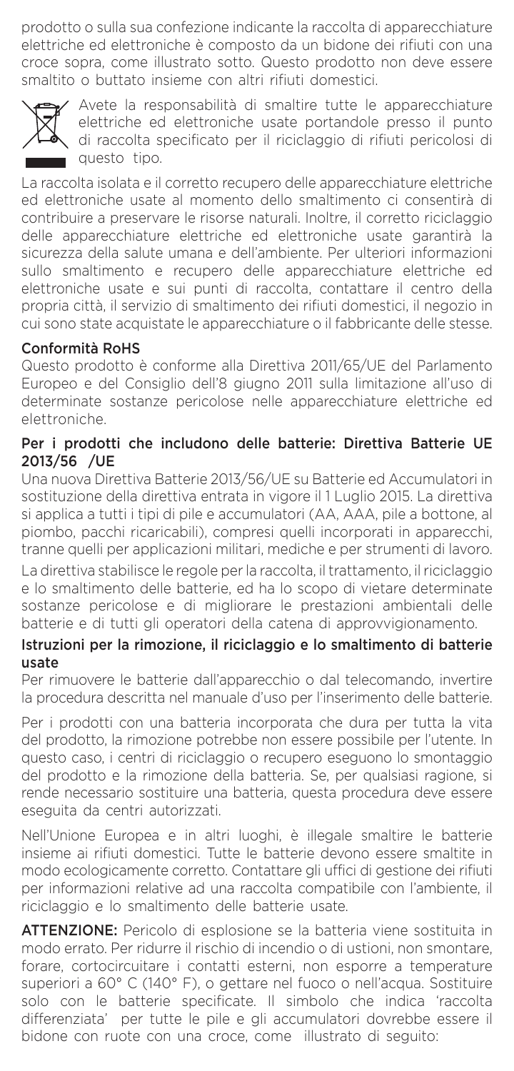prodotto o sulla sua confezione indicante la raccolta di apparecchiature elettriche ed elettroniche è composto da un bidone dei rifiuti con una croce sopra, come illustrato sotto. Questo prodotto non deve essere smaltito o buttato insieme con altri rifiuti domestici.

Avete la responsabilità di smaltire tutte le apparecchiature elettriche ed elettroniche usate portandole presso il punto di raccolta specificato per il riciclaggio di rifiuti pericolosi di questo tipo.

La raccolta isolata e il corretto recupero delle apparecchiature elettriche ed elettroniche usate al momento dello smaltimento ci consentirà di contribuire a preservare le risorse naturali. Inoltre, il corretto riciclaggio delle apparecchiature elettriche ed elettroniche usate garantirà la sicurezza della salute umana e dell'ambiente. Per ulteriori informazioni sullo smaltimento e recupero delle apparecchiature elettriche ed elettroniche usate e sui punti di raccolta, contattare il centro della propria città, il servizio di smaltimento dei rifiuti domestici, il negozio in cui sono state acquistate le apparecchiature o il fabbricante delle stesse.

## Conformità RoHS

Questo prodotto è conforme alla Direttiva 2011/65/UE del Parlamento Europeo e del Consiglio dell'8 giugno 2011 sulla limitazione all'uso di determinate sostanze pericolose nelle apparecchiature elettriche ed elettroniche.

## Per i prodotti che includono delle batterie: Direttiva Batterie UE 2013/56 /UE

Una nuova Direttiva Batterie 2013/56/UE su Batterie ed Accumulatori in sostituzione della direttiva entrata in vigore il 1 Luglio 2015. La direttiva si applica a tutti i tipi di pile e accumulatori (AA, AAA, pile a bottone, al piombo, pacchi ricaricabili), compresi quelli incorporati in apparecchi, tranne quelli per applicazioni militari, mediche e per strumenti di lavoro.

La direttiva stabilisce le regole per la raccolta, il trattamento, il riciclaggio e lo smaltimento delle batterie, ed ha lo scopo di vietare determinate sostanze pericolose e di migliorare le prestazioni ambientali delle batterie e di tutti gli operatori della catena di approvvigionamento.

## Istruzioni per la rimozione, il riciclaggio e lo smaltimento di batterie usate

Per rimuovere le batterie dall'apparecchio o dal telecomando, invertire la procedura descritta nel manuale d'uso per l'inserimento delle batterie.

Per i prodotti con una batteria incorporata che dura per tutta la vita del prodotto, la rimozione potrebbe non essere possibile per l'utente. In questo caso, i centri di riciclaggio o recupero eseguono lo smontaggio del prodotto e la rimozione della batteria. Se, per qualsiasi ragione, si rende necessario sostituire una batteria, questa procedura deve essere eseguita da centri autorizzati.

Nell'Unione Europea e in altri luoghi, è illegale smaltire le batterie insieme ai rifiuti domestici. Tutte le batterie devono essere smaltite in modo ecologicamente corretto. Contattare gli uffici di gestione dei rifiuti per informazioni relative ad una raccolta compatibile con l'ambiente, il riciclaggio e lo smaltimento delle batterie usate.

**ATTENZIONE:** Pericolo di esplosione se la batteria viene sostituita in modo errato. Per ridurre il rischio di incendio o di ustioni, non smontare, forare, cortocircuitare i contatti esterni, non esporre a temperature superiori a 60° C (140° F), o gettare nel fuoco o nell'acqua. Sostituire solo con le batterie specificate. Il simbolo che indica 'raccolta differenziata' per tutte le pile e gli accumulatori dovrebbe essere il bidone con ruote con una croce, come illustrato di seguito: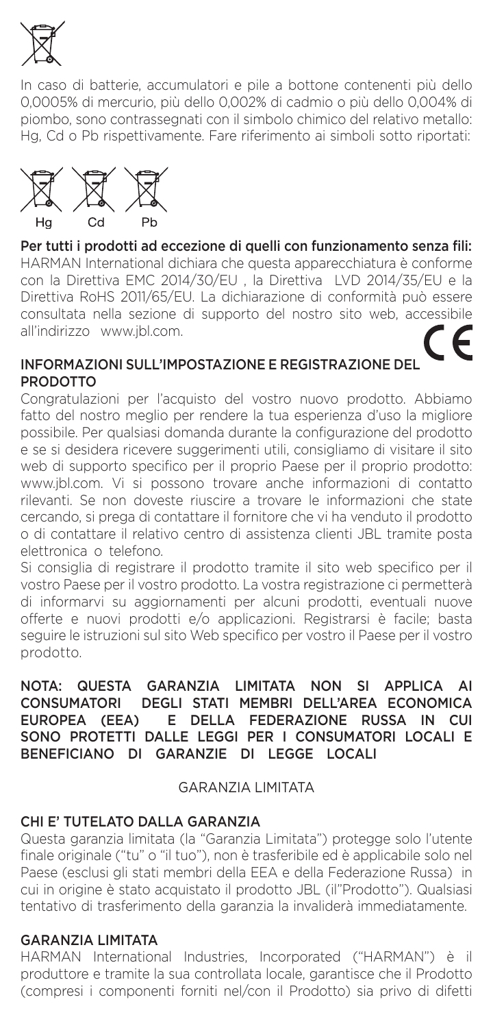In caso di batterie, accumulatori e pile a bottone contenenti più dello 0,0005% di mercurio, più dello 0,002% di cadmio o più dello 0,004% di piombo, sono contrassegnati con il simbolo chimico del relativo metallo: Hg, Cd o Pb rispettivamente. Fare riferimento ai simboli sotto riportati:

Hg Cd Pb

**Per tutti i prodotti ad eccezione di quelli con funzionamento senza fili:** HARMAN International dichiara che questa apparecchiatura è conforme con la Direttiva EMC 2014/30/EU , la Direttiva LVD 2014/35/EU e la Direttiva RoHS 2011/65/EU. La dichiarazione di conformità può essere consultata nella sezione di supporto del nostro sito web, accessibile all'indirizzo www.jbl.com.

## INFORMAZIONI SULL'IMPOSTAZIONE E REGISTRAZIONE DEL PRODOTTO

Congratulazioni per l'acquisto del vostro nuovo prodotto. Abbiamo fatto del nostro meglio per rendere la tua esperienza d'uso la migliore possibile. Per qualsiasi domanda durante la configurazione del prodotto e se si desidera ricevere suggerimenti utili, consigliamo di visitare il sito web di supporto specifico per il proprio Paese per il proprio prodotto: www.jbl.com. Vi si possono trovare anche informazioni di contatto rilevanti. Se non doveste riuscire a trovare le informazioni che state cercando, si prega di contattare il fornitore che vi ha venduto il prodotto o di contattare il relativo centro di assistenza clienti JBL tramite posta elettronica o telefono.

Si consiglia di registrare il prodotto tramite il sito web specifico per il vostro Paese per il vostro prodotto. La vostra registrazione ci permetterà di informarvi su aggiornamenti per alcuni prodotti, eventuali nuove offerte e nuovi prodotti e/o applicazioni. Registrarsi è facile; basta seguire le istruzioni sul sito Web specifico per vostro il Paese per il vostro prodotto.

**NOTA: QUESTA GARANZIA LIMITATA NON SI APPLICA AI CONSUMATORI DEGLI STATI MEMBRI DELL'AREA ECONOMICA EUROPEA (EEA) E DELLA FEDERAZIONE RUSSA IN CUI SONO PROTETTI DALLE LEGGI PER I CONSUMATORI LOCALI E BENEFICIANO DI GARANZIE DI LEGGE LOCALI**

## GARANZIA LIMITATA

### CHI E' TUTELATO DALLA GARANZIA

Questa garanzia limitata (la "Garanzia Limitata") protegge solo l'utente finale originale ("tu" o "il tuo"), non è trasferibile ed è applicabile solo nel Paese (esclusi gli stati membri della EEA e della Federazione Russa) in cui in origine è stato acquistato il prodotto JBL (il"Prodotto"). Qualsiasi tentativo di trasferimento della garanzia la invaliderà immediatamente.

### GARANZIA LIMITATA

HARMAN International Industries, Incorporated ("HARMAN") è il produttore e tramite la sua controllata locale, garantisce che il Prodotto (compresi i componenti forniti nel/con il Prodotto) sia privo di difetti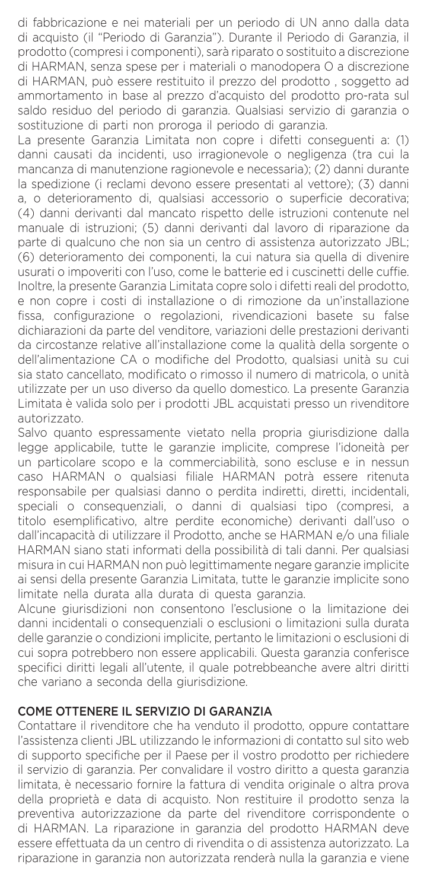di fabbricazione e nei materiali per un periodo di UN anno dalla data di acquisto (il "Periodo di Garanzia"). Durante il Periodo di Garanzia, il prodotto (compresi i componenti), sarà riparato o sostituito a discrezione di HARMAN, senza spese per i materiali o manodopera O a discrezione di HARMAN, può essere restituito il prezzo del prodotto , soggetto ad ammortamento in base al prezzo d'acquisto del prodotto pro-rata sul saldo residuo del periodo di garanzia. Qualsiasi servizio di garanzia o sostituzione di parti non proroga il periodo di garanzia.

La presente Garanzia Limitata non copre i difetti conseguenti a: (1) danni causati da incidenti, uso irragionevole o negligenza (tra cui la mancanza di manutenzione ragionevole e necessaria); (2) danni durante la spedizione (i reclami devono essere presentati al vettore); (3) danni a, o deterioramento di, qualsiasi accessorio o superficie decorativa; (4) danni derivanti dal mancato rispetto delle istruzioni contenute nel manuale di istruzioni; (5) danni derivanti dal lavoro di riparazione da parte di qualcuno che non sia un centro di assistenza autorizzato JBL; (6) deterioramento dei componenti, la cui natura sia quella di divenire usurati o impoveriti con l'uso, come le batterie ed i cuscinetti delle cuffie. Inoltre, la presente Garanzia Limitata copre solo i difetti reali del prodotto, e non copre i costi di installazione o di rimozione da un'installazione fissa, configurazione o regolazioni, rivendicazioni basete su false dichiarazioni da parte del venditore, variazioni delle prestazioni derivanti da circostanze relative all'installazione come la qualità della sorgente o dell'alimentazione CA o modifiche del Prodotto, qualsiasi unità su cui sia stato cancellato, modificato o rimosso il numero di matricola, o unità utilizzate per un uso diverso da quello domestico. La presente Garanzia Limitata è valida solo per i prodotti JBL acquistati presso un rivenditore autorizzato.

Salvo quanto espressamente vietato nella propria giurisdizione dalla legge applicabile, tutte le garanzie implicite, comprese l'idoneità per un particolare scopo e la commerciabilità, sono escluse e in nessun caso HARMAN o qualsiasi filiale HARMAN potrà essere ritenuta responsabile per qualsiasi danno o perdita indiretti, diretti, incidentali, speciali o consequenziali, o danni di qualsiasi tipo (compresi, a titolo esemplificativo, altre perdite economiche) derivanti dall'uso o dall'incapacità di utilizzare il Prodotto, anche se HARMAN e/o una filiale HARMAN siano stati informati della possibilità di tali danni. Per qualsiasi misura in cui HARMAN non può legittimamente negare garanzie implicite ai sensi della presente Garanzia Limitata, tutte le garanzie implicite sono limitate nella durata alla durata di questa garanzia.

Alcune giurisdizioni non consentono l'esclusione o la limitazione dei danni incidentali o consequenziali o esclusioni o limitazioni sulla durata delle garanzie o condizioni implicite, pertanto le limitazioni o esclusioni di cui sopra potrebbero non essere applicabili. Questa garanzia conferisce specifici diritti legali all'utente, il quale potrebbeanche avere altri diritti che variano a seconda della giurisdizione.

## COME OTTENERE IL SERVIZIO DI GARANZIA

Contattare il rivenditore che ha venduto il prodotto, oppure contattare l'assistenza clienti JBL utilizzando le informazioni di contatto sul sito web di supporto specifiche per il Paese per il vostro prodotto per richiedere il servizio di garanzia. Per convalidare il vostro diritto a questa garanzia limitata, è necessario fornire la fattura di vendita originale o altra prova della proprietà e data di acquisto. Non restituire il prodotto senza la preventiva autorizzazione da parte del rivenditore corrispondente o di HARMAN. La riparazione in garanzia del prodotto HARMAN deve essere effettuata da un centro di rivendita o di assistenza autorizzato. La riparazione in garanzia non autorizzata renderà nulla la garanzia e viene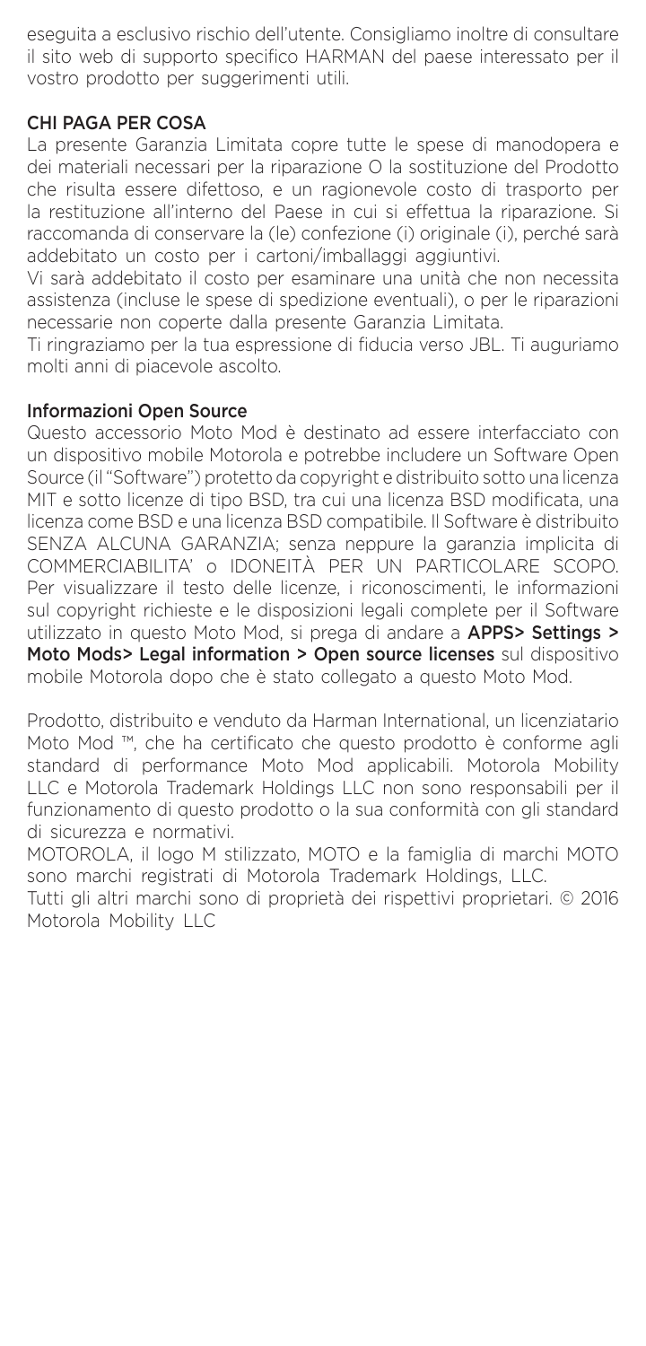eseguita a esclusivo rischio dell'utente. Consigliamo inoltre di consultare il sito web di supporto specifico HARMAN del paese interessato per il vostro prodotto per suggerimenti utili.

## CHI PAGA PER COSA

La presente Garanzia Limitata copre tutte le spese di manodopera e dei materiali necessari per la riparazione O la sostituzione del Prodotto che risulta essere difettoso, e un ragionevole costo di trasporto per la restituzione all'interno del Paese in cui si effettua la riparazione. Si raccomanda di conservare la (le) confezione (i) originale (i), perché sarà addebitato un costo per i cartoni/imballaggi aggiuntivi.

Vi sarà addebitato il costo per esaminare una unità che non necessita assistenza (incluse le spese di spedizione eventuali), o per le riparazioni necessarie non coperte dalla presente Garanzia Limitata.

Ti ringraziamo per la tua espressione di fiducia verso JBL. Ti auguriamo molti anni di piacevole ascolto.

## Informazioni Open Source

Questo accessorio Moto Mod è destinato ad essere interfacciato con un dispositivo mobile Motorola e potrebbe includere un Software Open Source (il "Software") protetto da copyright e distribuito sotto una licenza MIT e sotto licenze di tipo BSD, tra cui una licenza BSD modificata, una licenza come BSD e una licenza BSD compatibile. Il Software è distribuito SENZA ALCUNA GARANZIA; senza neppure la garanzia implicita di COMMERCIABILITA' o IDONEITÀ PER UN PARTICOLARE SCOPO. Per visualizzare il testo delle licenze, i riconoscimenti, le informazioni sul copyright richieste e le disposizioni legali complete per il Software utilizzato in questo Moto Mod, si prega di andare a **APPS> Settings > Moto Mods> Legal information > Open source licenses** sul dispositivo mobile Motorola dopo che è stato collegato a questo Moto Mod.

Prodotto, distribuito e venduto da Harman International, un licenziatario Moto Mod ™, che ha certificato che questo prodotto è conforme agli standard di performance Moto Mod applicabili. Motorola Mobility LLC e Motorola Trademark Holdings LLC non sono responsabili per il funzionamento di questo prodotto o la sua conformità con gli standard di sicurezza e normativi.

MOTOROLA, il logo M stilizzato, MOTO e la famiglia di marchi MOTO sono marchi registrati di Motorola Trademark Holdings, LLC.

Tutti gli altri marchi sono di proprietà dei rispettivi proprietari. © 2016 Motorola Mobility LLC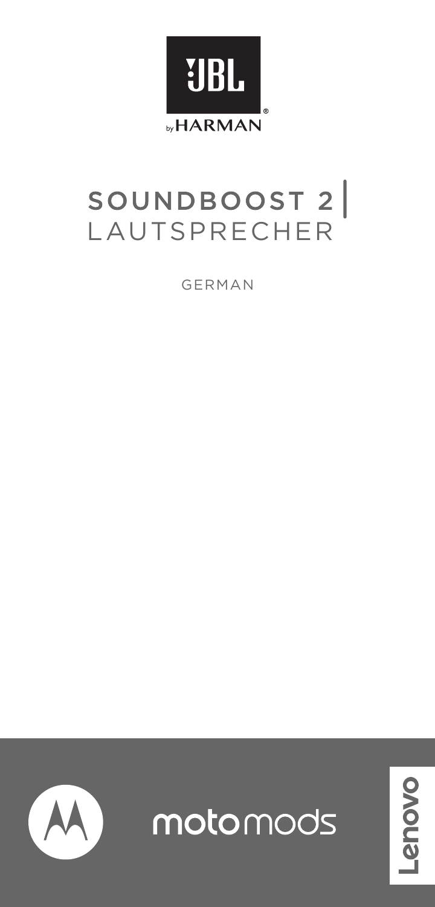# SOUNDBOOST 2 | LAUTSPRECHER

GERMAN

motomods

Lenovo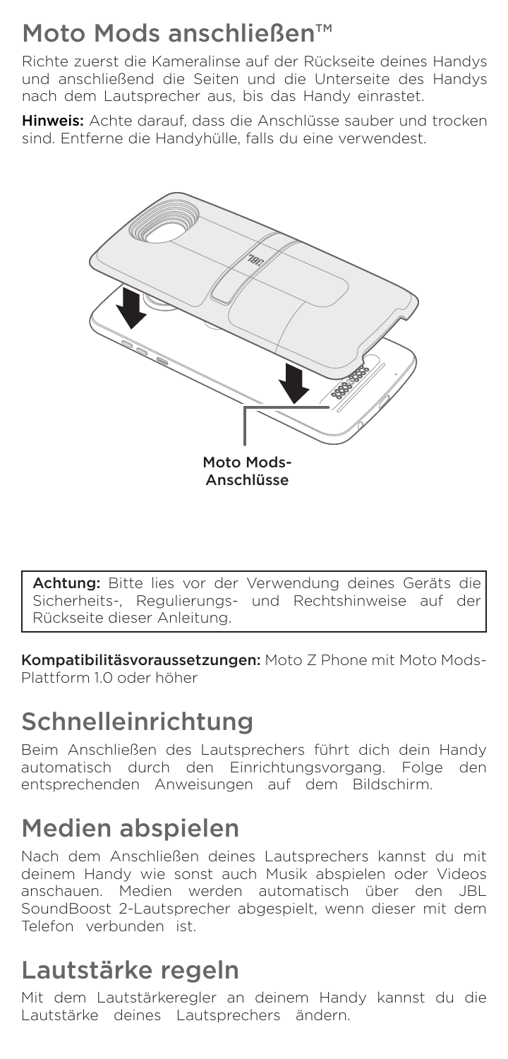# Moto Mods anschließen™

Richte zuerst die Kameralinse auf der Rückseite deines Handys und anschließend die Seiten und die Unterseite des Handys nach dem Lautsprecher aus, bis das Handy einrastet.

**Hinweis:** Achte darauf, dass die Anschlüsse sauber und trocken sind. Entferne die Handyhülle, falls du eine verwendest.

Moto Mods-Anschlüsse

**Achtung:** Bitte lies vor der Verwendung deines Geräts die Sicherheits-, Regulierungs- und Rechtshinweise auf der Rückseite dieser Anleitung.

**Kompatibilitätsvoraussetzungen:** Moto Z Phone mit Moto Mods-Plattform 1.0 oder höher

# Schnelleinrichtung

Beim Anschließen des Lautsprechers führt dich dein Handy automatisch durch den Einrichtungsvorgang. Folge den entsprechenden Anweisungen auf dem Bildschirm.

# Medien abspielen

Nach dem Anschließen deines Lautsprechers kannst du mit deinem Handy wie sonst auch Musik abspielen oder Videos anschauen. Medien werden automatisch über den JBL SoundBoost 2-Lautsprecher abgespielt, wenn dieser mit dem Telefon verbunden ist.

# Lautstärke regeln

Mit dem Lautstärkeregler an deinem Handy kannst du die Lautstärke deines Lautsprechers ändern.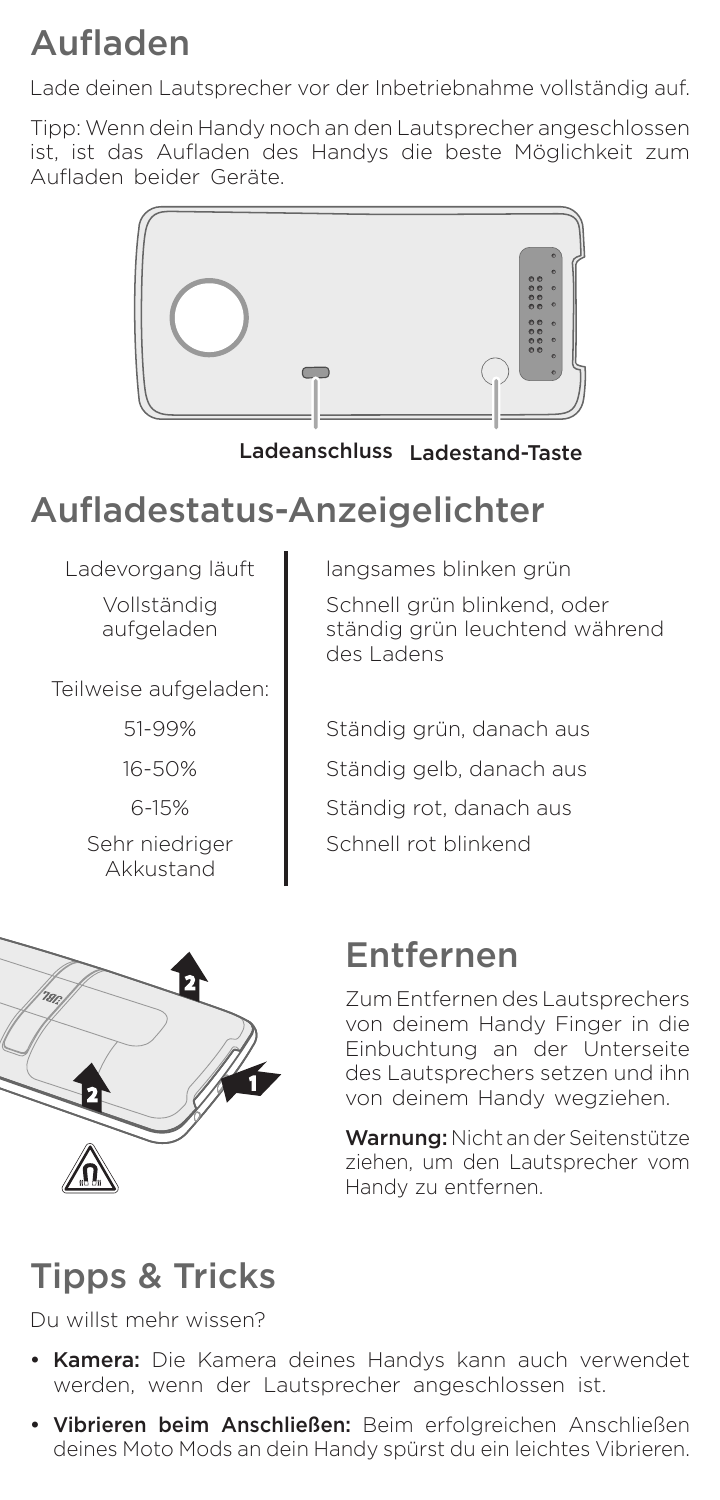# Aufladen

Lade deinen Lautsprecher vor der Inbetriebnahme vollständig auf.

Tipp: Wenn dein Handy noch an den Lautsprecher angeschlossen ist, ist das Aufladen des Handys die beste Möglichkeit zum Aufladen beider Geräte.

Ladeanschluss Ladestand-Taste

# Aufladestatus-Anzeigelichter

| | |
|---|---|
| Ladevorgang läuft | langsames blinken grün |
| Vollständig aufgeladen | Schnell grün blinkend, oder ständig grün leuchtend während des Ladens |
| Teilweise aufgeladen: | |
| 51-99% | Ständig grün, danach aus |
| 16-50% | Ständig gelb, danach aus |
| 6-15% | Ständig rot, danach aus |
| Sehr niedriger Akkustand | Schnell rot blinkend |

# Entfernen

Zum Entfernen des Lautsprechers von deinem Handy Finger in die Einbuchtung an der Unterseite des Lautsprechers setzen und ihn von deinem Handy wegziehen.

**Warnung:** Nicht an der Seitenstütze ziehen, um den Lautsprecher vom Handy zu entfernen.

# Tipps & Tricks

Du willst mehr wissen?

- **Kamera:** Die Kamera deines Handys kann auch verwendet werden, wenn der Lautsprecher angeschlossen ist.
- **Vibrieren beim Anschließen:** Beim erfolgreichen Anschließen deines Moto Mods an dein Handy spürst du ein leichtes Vibrieren.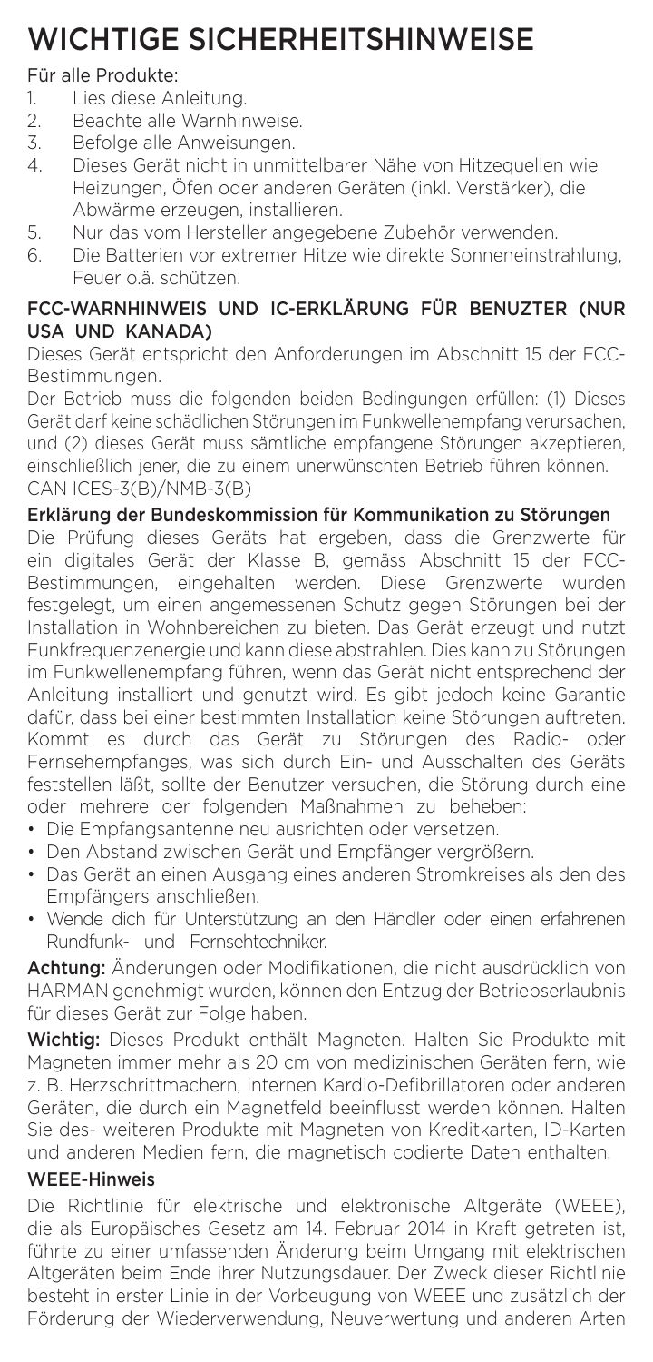# WICHTIGE SICHERHEITSHINWEISE

Für alle Produkte:

1. Lies diese Anleitung.
2. Beachte alle Warnhinweise.
3. Befolge alle Anweisungen.
4. Dieses Gerät nicht in unmittelbarer Nähe von Hitzequellen wie Heizungen, Öfen oder anderen Geräten (inkl. Verstärker), die Abwärme erzeugen, installieren.
5. Nur das vom Hersteller angegebene Zubehör verwenden.
6. Die Batterien vor extremer Hitze wie direkte Sonneneinstrahlung, Feuer o.ä. schützen.

## FCC-WARNHINWEIS UND IC-ERKLÄRUNG FÜR BENUTZER (NUR USA UND KANADA)

Dieses Gerät entspricht den Anforderungen im Abschnitt 15 der FCC-Bestimmungen.

Der Betrieb muss die folgenden beiden Bedingungen erfüllen: (1) Dieses Gerät darf keine schädlichen Störungen im Funkwellenempfang verursachen, und (2) dieses Gerät muss sämtliche empfangene Störungen akzeptieren, einschließlich jener, die zu einem unerwünschten Betrieb führen können.
CAN ICES-3(B)/NMB-3(B)

## Erklärung der Bundeskommission für Kommunikation zu Störungen

Die Prüfung dieses Geräts hat ergeben, dass die Grenzwerte für ein digitales Gerät der Klasse B, gemäss Abschnitt 15 der FCC-Bestimmungen, eingehalten werden. Diese Grenzwerte wurden festgelegt, um einen angemessenen Schutz gegen Störungen bei der Installation in Wohnbereichen zu bieten. Das Gerät erzeugt und nutzt Funkfrequenzenergie und kann diese abstrahlen. Dies kann zu Störungen im Funkwellenempfang führen, wenn das Gerät nicht entsprechend der Anleitung installiert und genutzt wird. Es gibt jedoch keine Garantie dafür, dass bei einer bestimmten Installation keine Störungen auftreten. Kommt es durch das Gerät zu Störungen des Radio- oder Fernsehempfanges, was sich durch Ein- und Ausschalten des Geräts feststellen läßt, sollte der Benutzer versuchen, die Störung durch eine oder mehrere der folgenden Maßnahmen zu beheben:

- Die Empfangsantenne neu ausrichten oder versetzen.
- Den Abstand zwischen Gerät und Empfänger vergrößern.
- Das Gerät an einen Ausgang eines anderen Stromkreises als den des Empfängers anschließen.
- Wende dich für Unterstützung an den Händler oder einen erfahrenen Rundfunk- und Fernsehtechniker.

**Achtung:** Änderungen oder Modifikationen, die nicht ausdrücklich von HARMAN genehmigt wurden, können den Entzug der Betriebserlaubnis für dieses Gerät zur Folge haben.

**Wichtig:** Dieses Produkt enthält Magneten. Halten Sie Produkte mit Magneten immer mehr als 20 cm von medizinischen Geräten fern, wie z. B. Herzschrittmachern, internen Kardio-Defibrillatoren oder anderen Geräten, die durch ein Magnetfeld beeinflusst werden können. Halten Sie des- weiteren Produkte mit Magneten von Kreditkarten, ID-Karten und anderen Medien fern, die magnetisch codierte Daten enthalten.

## WEEE-Hinweis

Die Richtlinie für elektrische und elektronische Altgeräte (WEEE), die als Europäisches Gesetz am 14. Februar 2014 in Kraft getreten ist, führte zu einer umfassenden Änderung beim Umgang mit elektrischen Altgeräten beim Ende ihrer Nutzungsdauer. Der Zweck dieser Richtlinie besteht in erster Linie in der Vorbeugung von WEEE und zusätzlich der Förderung der Wiederverwendung, Neuverwertung und anderen Arten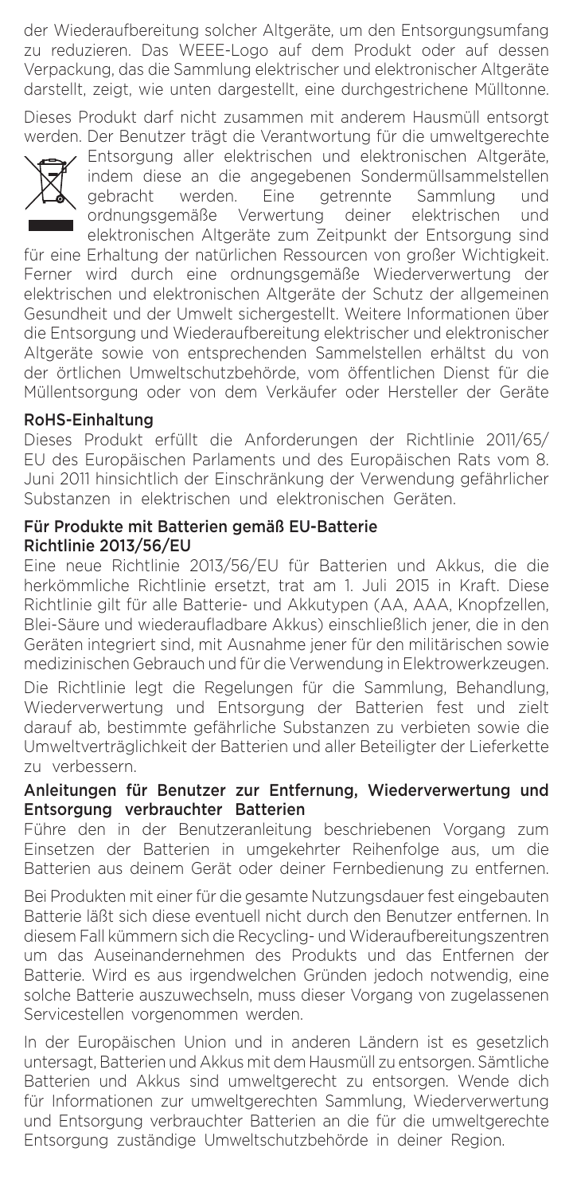der Wiederaufbereitung solcher Altgeräte, um den Entsorgungsumfang zu reduzieren. Das WEEE-Logo auf dem Produkt oder auf dessen Verpackung, das die Sammlung elektrischer und elektronischer Altgeräte darstellt, zeigt, wie unten dargestellt, eine durchgestrichene Mülltonne.

Dieses Produkt darf nicht zusammen mit anderem Hausmüll entsorgt werden. Der Benutzer trägt die Verantwortung für die umweltgerechte Entsorgung aller elektrischen und elektronischen Altgeräte, indem diese an die angegebenen Sondermüllsammelstellen gebracht werden. Eine getrennte Sammlung und ordnungsgemäße Verwertung deiner elektrischen und elektronischen Altgeräte zum Zeitpunkt der Entsorgung sind für eine Erhaltung der natürlichen Ressourcen von großer Wichtigkeit. Ferner wird durch eine ordnungsgemäße Wiederverwertung der elektrischen und elektronischen Altgeräte der Schutz der allgemeinen Gesundheit und der Umwelt sichergestellt. Weitere Informationen über die Entsorgung und Wiederaufbereitung elektrischer und elektronischer Altgeräte sowie von entsprechenden Sammelstellen erhältst du von der örtlichen Umweltschutzbehörde, vom öffentlichen Dienst für die Müllentsorgung oder von dem Verkäufer oder Hersteller der Geräte

## RoHS-Einhaltung

Dieses Produkt erfüllt die Anforderungen der Richtlinie 2011/65/EU des Europäischen Parlaments und des Europäischen Rats vom 8. Juni 2011 hinsichtlich der Einschränkung der Verwendung gefährlicher Substanzen in elektrischen und elektronischen Geräten.

## Für Produkte mit Batterien gemäß EU-Batterie Richtlinie 2013/56/EU

Eine neue Richtlinie 2013/56/EU für Batterien und Akkus, die die herkömmliche Richtlinie ersetzt, trat am 1. Juli 2015 in Kraft. Diese Richtlinie gilt für alle Batterie- und Akkutypen (AA, AAA, Knopfzellen, Blei-Säure und wiederaufladbare Akkus) einschließlich jener, die in den Geräten integriert sind, mit Ausnahme jener für den militärischen sowie medizinischen Gebrauch und für die Verwendung in Elektrowerkzeugen.

Die Richtlinie legt die Regelungen für die Sammlung, Behandlung, Wiederverwertung und Entsorgung der Batterien fest und zielt darauf ab, bestimmte gefährliche Substanzen zu verbieten sowie die Umweltverträglichkeit der Batterien und aller Beteiligter der Lieferkette zu verbessern.

## Anleitungen für Benutzer zur Entfernung, Wiederverwertung und Entsorgung verbrauchter Batterien

Führe den in der Benutzeranleitung beschriebenen Vorgang zum Einsetzen der Batterien in umgekehrter Reihenfolge aus, um die Batterien aus deinem Gerät oder deiner Fernbedienung zu entfernen.

Bei Produkten mit einer für die gesamte Nutzungsdauer fest eingebauten Batterie läßt sich diese eventuell nicht durch den Benutzer entfernen. In diesem Fall kümmern sich die Recycling- und Wideraufbereitungszentren um das Auseinandernehmen des Produkts und das Entfernen der Batterie. Wird es aus irgendwelchen Gründen jedoch notwendig, eine solche Batterie auszuwechseln, muss dieser Vorgang von zugelassenen Servicestellen vorgenommen werden.

In der Europäischen Union und in anderen Ländern ist es gesetzlich untersagt, Batterien und Akkus mit dem Hausmüll zu entsorgen. Sämtliche Batterien und Akkus sind umweltgerecht zu entsorgen. Wende dich für Informationen zur umweltgerechten Sammlung, Wiederverwertung und Entsorgung verbrauchter Batterien an die für die umweltgerechte Entsorgung zuständige Umweltschutzbehörde in deiner Region.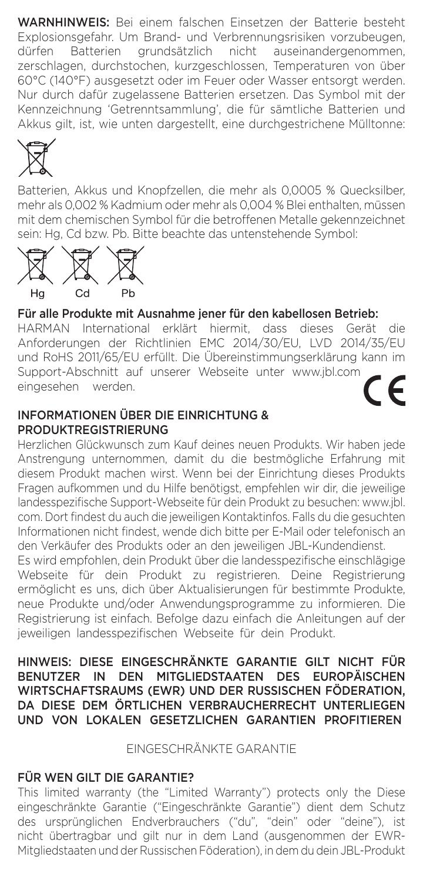**WARNHINWEIS:** Bei einem falschen Einsetzen der Batterie besteht Explosionsgefahr. Um Brand- und Verbrennungsrisiken vorzubeugen, dürfen Batterien grundsätzlich nicht auseinandergenommen, zerschlagen, durchstochen, kurzgeschlossen, Temperaturen von über 60°C (140°F) ausgesetzt oder im Feuer oder Wasser entsorgt werden. Nur durch dafür zugelassene Batterien ersetzen. Das Symbol mit der Kennzeichnung 'Getrenntsammlung', die für sämtliche Batterien und Akkus gilt, ist, wie unten dargestellt, eine durchgestrichene Mülltonne:

Batterien, Akkus und Knopfzellen, die mehr als 0,0005 % Quecksilber, mehr als 0,002 % Kadmium oder mehr als 0,004 % Blei enthalten, müssen mit dem chemischen Symbol für die betroffenen Metalle gekennzeichnet sein: Hg, Cd bzw. Pb. Bitte beachte das untenstehende Symbol:

Hg Cd Pb

**Für alle Produkte mit Ausnahme jener für den kabellosen Betrieb:**
HARMAN International erklärt hiermit, dass dieses Gerät die Anforderungen der Richtlinien EMC 2014/30/EU, LVD 2014/35/EU und RoHS 2011/65/EU erfüllt. Die Übereinstimmungserklärung kann im Support-Abschnitt auf unserer Webseite unter www.jbl.com eingesehen werden.

## INFORMATIONEN ÜBER DIE EINRICHTUNG & PRODUKTREGISTRIERUNG

Herzlichen Glückwunsch zum Kauf deines neuen Produkts. Wir haben jede Anstrengung unternommen, damit du die bestmögliche Erfahrung mit diesem Produkt machen wirst. Wenn bei der Einrichtung dieses Produkts Fragen aufkommen und du Hilfe benötigst, empfehlen wir dir, die jeweilige landesspezifische Support-Webseite für dein Produkt zu besuchen: www.jbl.com. Dort findest du auch die jeweiligen Kontaktinfos. Falls du die gesuchten Informationen nicht findest, wende dich bitte per E-Mail oder telefonisch an den Verkäufer des Produkts oder an den jeweiligen JBL-Kundendienst.
Es wird empfohlen, dein Produkt über die landesspezifische einschlägige Webseite für dein Produkt zu registrieren. Deine Registrierung ermöglicht es uns, dich über Aktualisierungen für bestimmte Produkte, neue Produkte und/oder Anwendungsprogramme zu informieren. Die Registrierung ist einfach. Befolge dazu einfach die Anleitungen auf der jeweiligen landesspezifischen Webseite für dein Produkt.

HINWEIS: DIESE EINGESCHRÄNKTE GARANTIE GILT NICHT FÜR BENUTZER IN DEN MITGLIEDSTAATEN DES EUROPÄISCHEN WIRTSCHAFTSRAUMS (EWR) UND DER RUSSISCHEN FÖDERATION, DA DIESE DEM ÖRTLICHEN VERBRAUCHERRECHT UNTERLIEGEN UND VON LOKALEN GESETZLICHEN GARANTIEN PROFITIEREN

EINGESCHRÄNKTE GARANTIE

## FÜR WEN GILT DIE GARANTIE?

This limited warranty (the "Limited Warranty") protects only the Diese eingeschränkte Garantie ("Eingeschränkte Garantie") dient dem Schutz des ursprünglichen Endverbrauchers ("du", "dein" oder "deine"), ist nicht übertragbar und gilt nur in dem Land (ausgenommen der EWR-Mitgliedstaaten und der Russischen Föderation), in dem du dein JBL-Produkt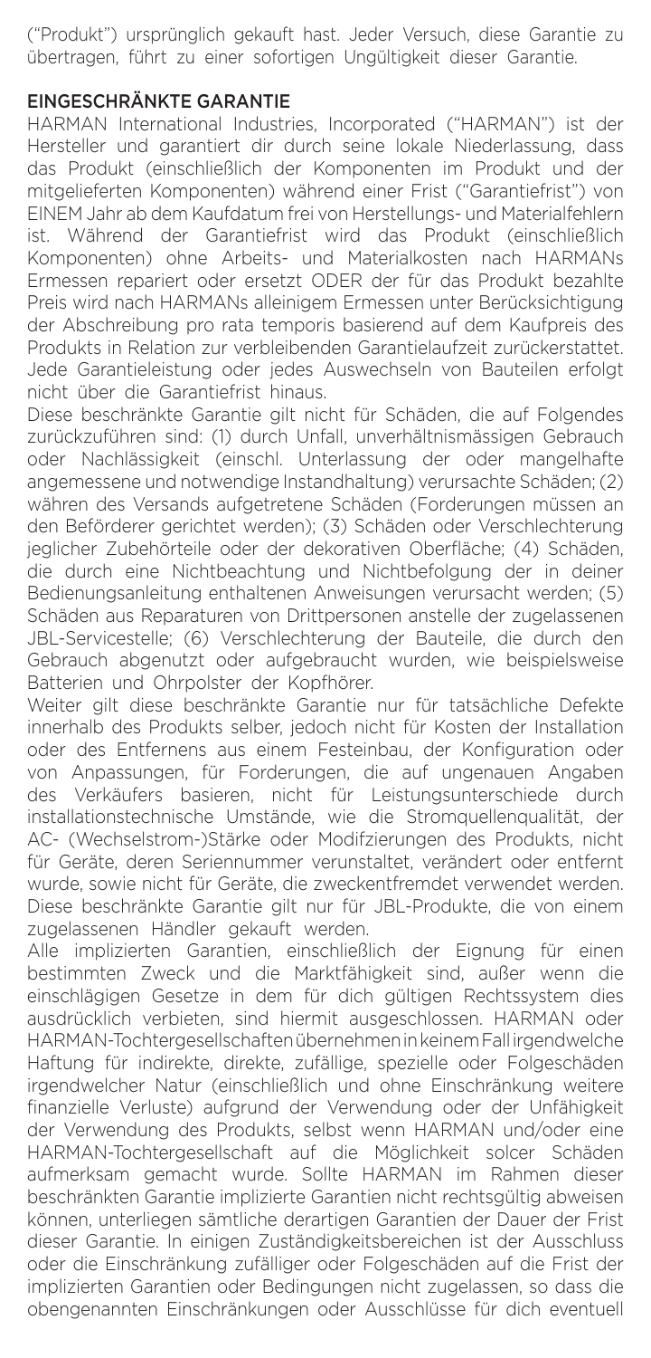("Produkt") ursprünglich gekauft hast. Jeder Versuch, diese Garantie zu übertragen, führt zu einer sofortigen Ungültigkeit dieser Garantie.

## EINGESCHRÄNKTE GARANTIE

HARMAN International Industries, Incorporated ("HARMAN") ist der Hersteller und garantiert dir durch seine lokale Niederlassung, dass das Produkt (einschließlich der Komponenten im Produkt und der mitgelieferten Komponenten) während einer Frist ("Garantiefrist") von EINEM Jahr ab dem Kaufdatum frei von Herstellungs- und Materialfehlern ist. Während der Garantiefrist wird das Produkt (einschließlich Komponenten) ohne Arbeits- und Materialkosten nach HARMANs Ermessen repariert oder ersetzt ODER der für das Produkt bezahlte Preis wird nach HARMANs alleinigem Ermessen unter Berücksichtigung der Abschreibung pro rata temporis basierend auf dem Kaufpreis des Produkts in Relation zur verbleibenden Garantielaufzeit zurückerstattet. Jede Garantieleistung oder jedes Auswechseln von Bauteilen erfolgt nicht über die Garantiefrist hinaus.

Diese beschränkte Garantie gilt nicht für Schäden, die auf Folgendes zurückzuführen sind: (1) durch Unfall, unverhältnismäßigen Gebrauch oder Nachlässigkeit (einschl. Unterlassung der oder mangelhafte angemessene und notwendige Instandhaltung) verursachte Schäden; (2) währen des Versands aufgetretene Schäden (Forderungen müssen an den Beförderer gerichtet werden); (3) Schäden oder Verschlechterung jeglicher Zubehörteile oder der dekorativen Oberfläche; (4) Schäden, die durch eine Nichtbeachtung und Nichtbefolgung der in deiner Bedienungsanleitung enthaltenen Anweisungen verursacht werden; (5) Schäden aus Reparaturen von Drittpersonen anstelle der zugelassenen JBL-Servicestelle; (6) Verschlechterung der Bauteile, die durch den Gebrauch abgenutzt oder aufgebraucht wurden, wie beispielsweise Batterien und Ohrpolster der Kopfhörer.

Weiter gilt diese beschränkte Garantie nur für tatsächliche Defekte innerhalb des Produkts selber, jedoch nicht für Kosten der Installation oder des Entfernens aus einem Festeinbau, der Konfiguration oder von Anpassungen, für Forderungen, die auf ungenauen Angaben des Verkäufers basieren, nicht für Leistungsunterschiede durch installationstechnische Umstände, wie die Stromquellenqualität, der AC- (Wechselstrom-)Stärke oder Modifzierungen des Produkts, nicht für Geräte, deren Seriennummer verunstaltet, verändert oder entfernt wurde, sowie nicht für Geräte, die zweckentfremdet verwendet werden. Diese beschränkte Garantie gilt nur für JBL-Produkte, die von einem zugelassenen Händler gekauft werden.

Alle implizierten Garantien, einschließlich der Eignung für einen bestimmten Zweck und die Marktfähigkeit sind, außer wenn die einschlägigen Gesetze in dem für dich gültigen Rechtssystem dies ausdrücklich verbieten, sind hiermit ausgeschlossen. HARMAN oder HARMAN-Tochtergesellschaften übernehmen in keinem Fall irgendwelche Haftung für indirekte, direkte, zufällige, spezielle oder Folgeschäden irgendwelcher Natur (einschließlich und ohne Einschränkung weitere finanzielle Verluste) aufgrund der Verwendung oder der Unfähigkeit der Verwendung des Produkts, selbst wenn HARMAN und/oder eine HARMAN-Tochtergesellschaft auf die Möglichkeit solcer Schäden aufmerksam gemacht wurde. Sollte HARMAN im Rahmen dieser beschränkten Garantie implizierte Garantien nicht rechtsgültig abweisen können, unterliegen sämtliche derartigen Garantien der Dauer der Frist dieser Garantie. In einigen Zuständigkeitsbereichen ist der Ausschluss oder die Einschränkung zufälliger oder Folgeschäden auf die Frist der implizierten Garantien oder Bedingungen nicht zugelassen, so dass die obengenannten Einschränkungen oder Ausschlüsse für dich eventuell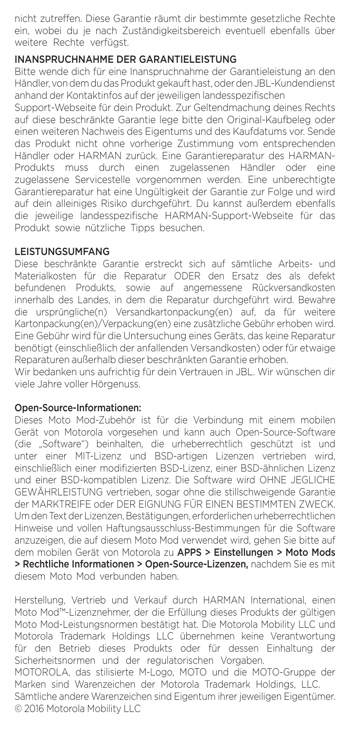nicht zutreffen. Diese Garantie räumt dir bestimmte gesetzliche Rechte ein, wobei du je nach Zuständigkeitsbereich eventuell ebenfalls über weitere Rechte verfügst.

## INANSPRUCHNAHME DER GARANTIELEISTUNG

Bitte wende dich für eine Inanspruchnahme der Garantieleistung an den Händler, von dem du das Produkt gekauft hast, oder den JBL-Kundendienst anhand der Kontaktinfos auf der jeweiligen landesspezifischen Support-Webseite für dein Produkt. Zur Geltendmachung deines Rechts auf diese beschränkte Garantie lege bitte den Original-Kaufbeleg oder einen weiteren Nachweis des Eigentums und des Kaufdatums vor. Sende das Produkt nicht ohne vorherige Zustimmung vom entsprechenden Händler oder HARMAN zurück. Eine Garantiereparatur des HARMAN-Produkts muss durch einen zugelassenen Händler oder eine zugelassene Servicestelle vorgenommen werden. Eine unberechtigte Garantiereparatur hat eine Ungültigkeit der Garantie zur Folge und wird auf dein alleiniges Risiko durchgeführt. Du kannst außerdem ebenfalls die jeweilige landesspezifische HARMAN-Support-Webseite für das Produkt sowie nützliche Tipps besuchen.

## LEISTUNGSUMFANG

Diese beschränkte Garantie erstreckt sich auf sämtliche Arbeits- und Materialkosten für die Reparatur ODER den Ersatz des als defekt befundenen Produkts, sowie auf angemessene Rückversandkosten innerhalb des Landes, in dem die Reparatur durchgeführt wird. Bewahre die ursprüngliche(n) Versandkartonpackung(en) auf, da für weitere Kartonpackung(en)/Verpackung(en) eine zusätzliche Gebühr erhoben wird. Eine Gebühr wird für die Untersuchung eines Geräts, das keine Reparatur benötigt (einschließlich der anfallenden Versandkosten) oder für etwaige Reparaturen außerhalb dieser beschränkten Garantie erhoben.

Wir bedanken uns aufrichtig für dein Vertrauen in JBL. Wir wünschen dir viele Jahre voller Hörgenuss.

## Open-Source-Informationen:

Dieses Moto Mod-Zubehör ist für die Verbindung mit einem mobilen Gerät von Motorola vorgesehen und kann auch Open-Source-Software (die „Software") beinhalten, die urheberrechtlich geschützt ist und unter einer MIT-Lizenz und BSD-artigen Lizenzen vertrieben wird, einschließlich einer modifizierten BSD-Lizenz, einer BSD-ähnlichen Lizenz und einer BSD-kompatiblen Lizenz. Die Software wird OHNE JEGLICHE GEWÄHRLEISTUNG vertrieben, sogar ohne die stillschweigende Garantie der MARKTREIFE oder DER EIGNUNG FÜR EINEN BESTIMMTEN ZWECK. Um den Text der Lizenzen, Bestätigungen, erforderlichen urheberrechtlichen Hinweise und vollen Haftungsausschluss-Bestimmungen für die Software anzuzeigen, die auf diesem Moto Mod verwendet wird, gehen Sie bitte auf dem mobilen Gerät von Motorola zu **APPS > Einstellungen > Moto Mods > Rechtliche Informationen > Open-Source-Lizenzen,** nachdem Sie es mit diesem Moto Mod verbunden haben.

Herstellung, Vertrieb und Verkauf durch HARMAN International, einen Moto Mod™-Lizenznehmer, der die Erfüllung dieses Produkts der gültigen Moto Mod-Leistungsnormen bestätigt hat. Die Motorola Mobility LLC und Motorola Trademark Holdings LLC übernehmen keine Verantwortung für den Betrieb dieses Produkts oder für dessen Einhaltung der Sicherheitsnormen und der regulatorischen Vorgaben.

MOTOROLA, das stilisierte M-Logo, MOTO und die MOTO-Gruppe der Marken sind Warenzeichen der Motorola Trademark Holdings, LLC.

Sämtliche andere Warenzeichen sind Eigentum ihrer jeweiligen Eigentümer.

© 2016 Motorola Mobility LLC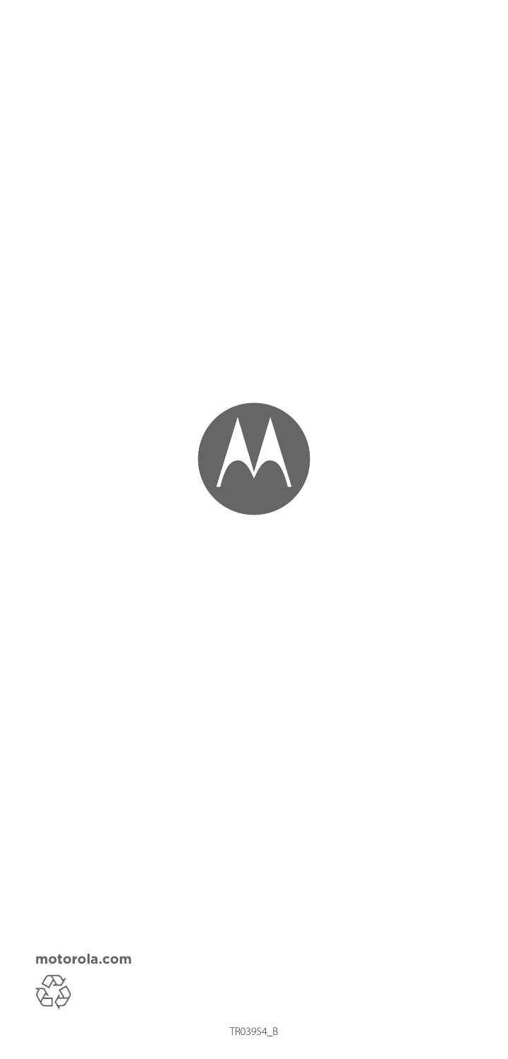motorola.com

TR03954_B